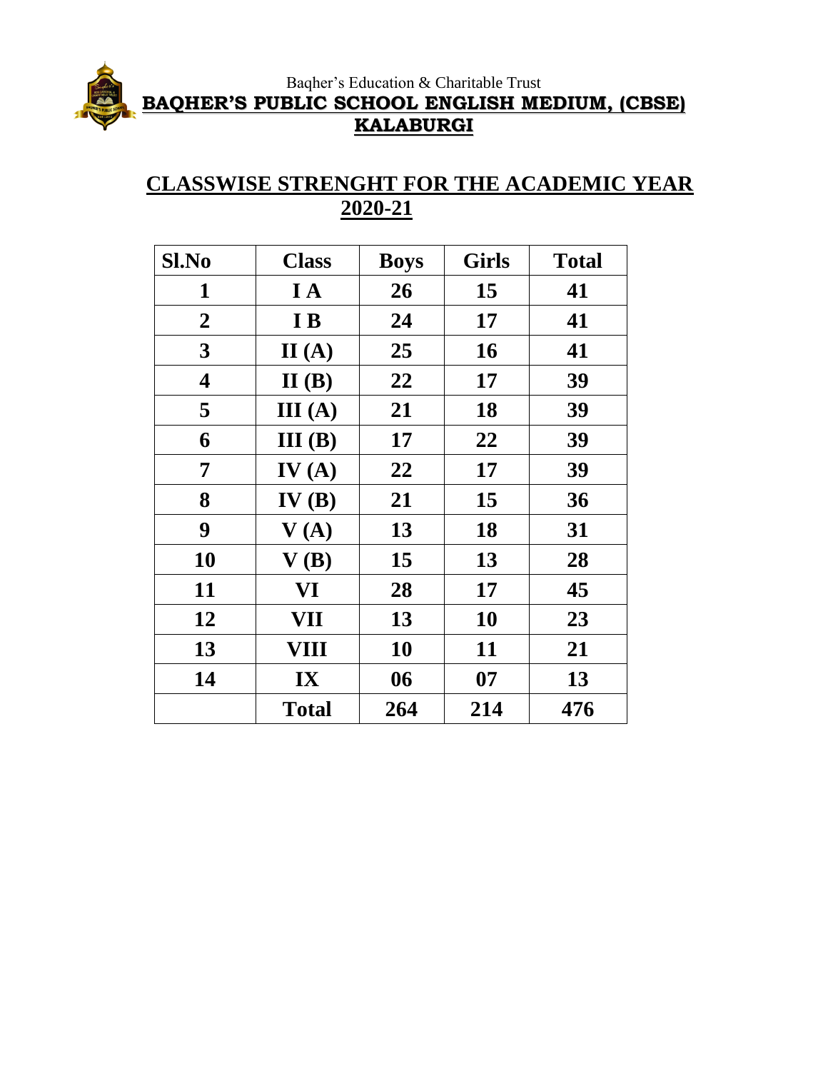Baqher's Education & Charitable Trust

**BAQHER'S PUBLIC SCHOOL ENGLISH MEDIUM, (CBSE)**

**KALABURGI**

## CLASSWISE STRENGHT FOR THE ACADEMIC YEAR 2020-21

| Sl.No | Class | Boys | Girls | Total |
|---|---|---|---|---|
| 1 | I A | 26 | 15 | 41 |
| 2 | I B | 24 | 17 | 41 |
| 3 | II (A) | 25 | 16 | 41 |
| 4 | II (B) | 22 | 17 | 39 |
| 5 | III (A) | 21 | 18 | 39 |
| 6 | III (B) | 17 | 22 | 39 |
| 7 | IV (A) | 22 | 17 | 39 |
| 8 | IV (B) | 21 | 15 | 36 |
| 9 | V (A) | 13 | 18 | 31 |
| 10 | V (B) | 15 | 13 | 28 |
| 11 | VI | 28 | 17 | 45 |
| 12 | VII | 13 | 10 | 23 |
| 13 | VIII | 10 | 11 | 21 |
| 14 | IX | 06 | 07 | 13 |
| | Total | 264 | 214 | 476 |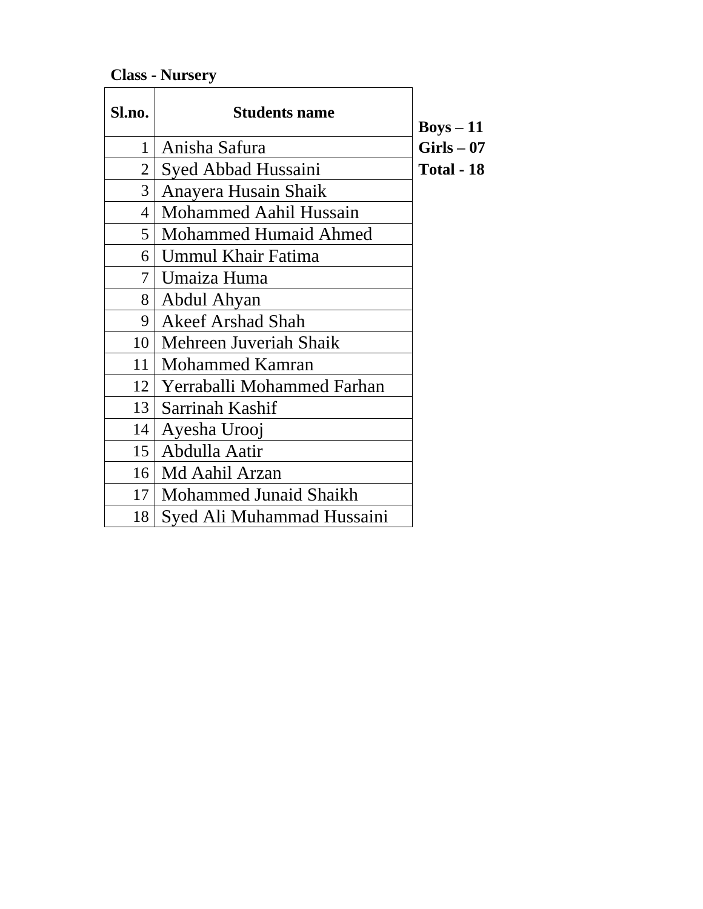**Class - Nursery**

| Sl.no. | Students name |
|---|---|
| 1 | Anisha Safura |
| 2 | Syed Abbad Hussaini |
| 3 | Anayera Husain Shaik |
| 4 | Mohammed Aahil Hussain |
| 5 | Mohammed Humaid Ahmed |
| 6 | Ummul Khair Fatima |
| 7 | Umaiza Huma |
| 8 | Abdul Ahyan |
| 9 | Akeef Arshad Shah |
| 10 | Mehreen Juveriah Shaik |
| 11 | Mohammed Kamran |
| 12 | Yerraballi Mohammed Farhan |
| 13 | Sarrinah Kashif |
| 14 | Ayesha Urooj |
| 15 | Abdulla Aatir |
| 16 | Md Aahil Arzan |
| 17 | Mohammed Junaid Shaikh |
| 18 | Syed Ali Muhammad Hussaini |

**Boys – 11**
**Girls – 07**
**Total - 18**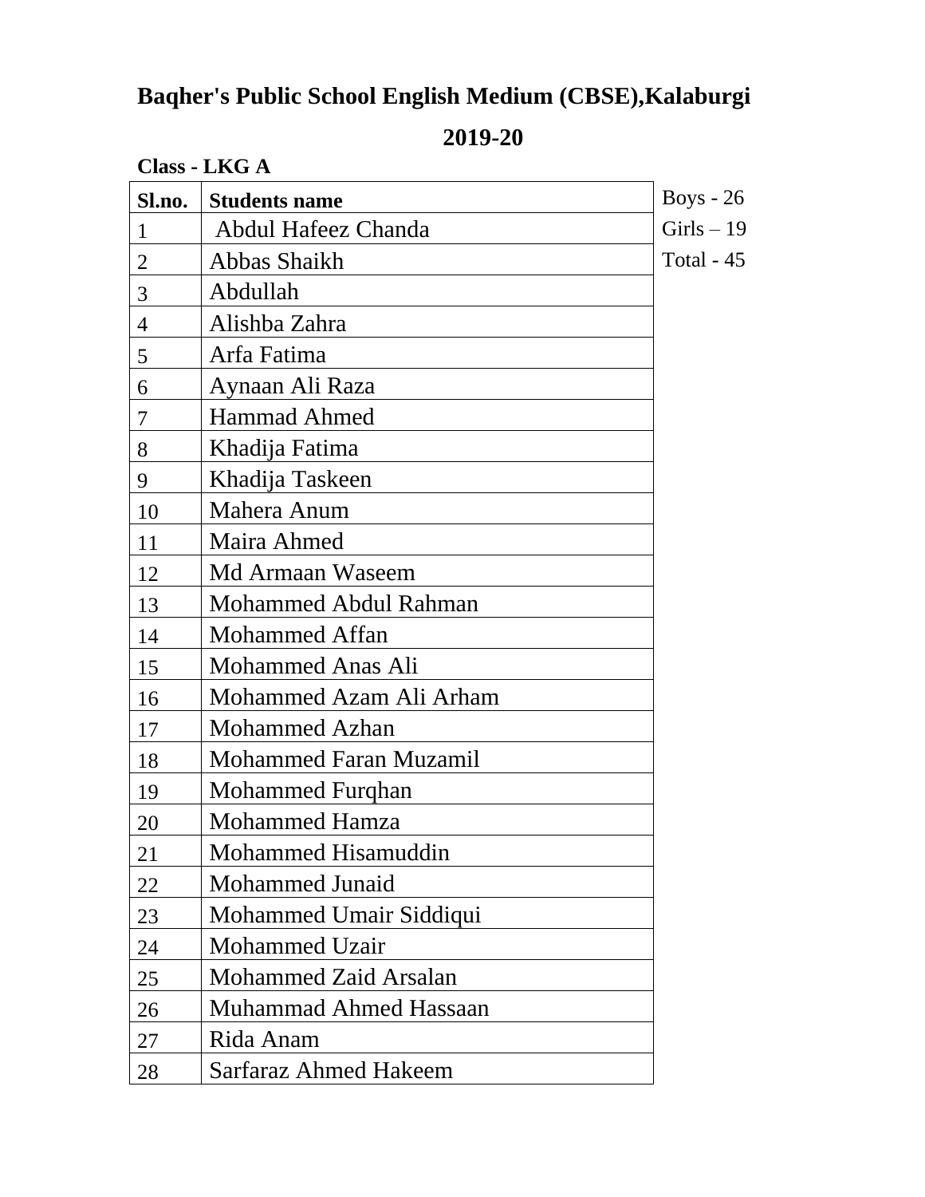# Baqher's Public School English Medium (CBSE),Kalaburgi

## 2019-20

**Class - LKG A**

| Sl.no. | Students name |
|---|---|
| 1 | Abdul Hafeez Chanda |
| 2 | Abbas Shaikh |
| 3 | Abdullah |
| 4 | Alishba Zahra |
| 5 | Arfa Fatima |
| 6 | Aynaan Ali Raza |
| 7 | Hammad Ahmed |
| 8 | Khadija Fatima |
| 9 | Khadija Taskeen |
| 10 | Mahera Anum |
| 11 | Maira Ahmed |
| 12 | Md Armaan Waseem |
| 13 | Mohammed Abdul Rahman |
| 14 | Mohammed Affan |
| 15 | Mohammed Anas Ali |
| 16 | Mohammed Azam Ali Arham |
| 17 | Mohammed Azhan |
| 18 | Mohammed Faran Muzamil |
| 19 | Mohammed Furqhan |
| 20 | Mohammed Hamza |
| 21 | Mohammed Hisamuddin |
| 22 | Mohammed Junaid |
| 23 | Mohammed Umair Siddiqui |
| 24 | Mohammed Uzair |
| 25 | Mohammed Zaid Arsalan |
| 26 | Muhammad Ahmed Hassaan |
| 27 | Rida Anam |
| 28 | Sarfaraz Ahmed Hakeem |

Boys - 26
Girls – 19
Total - 45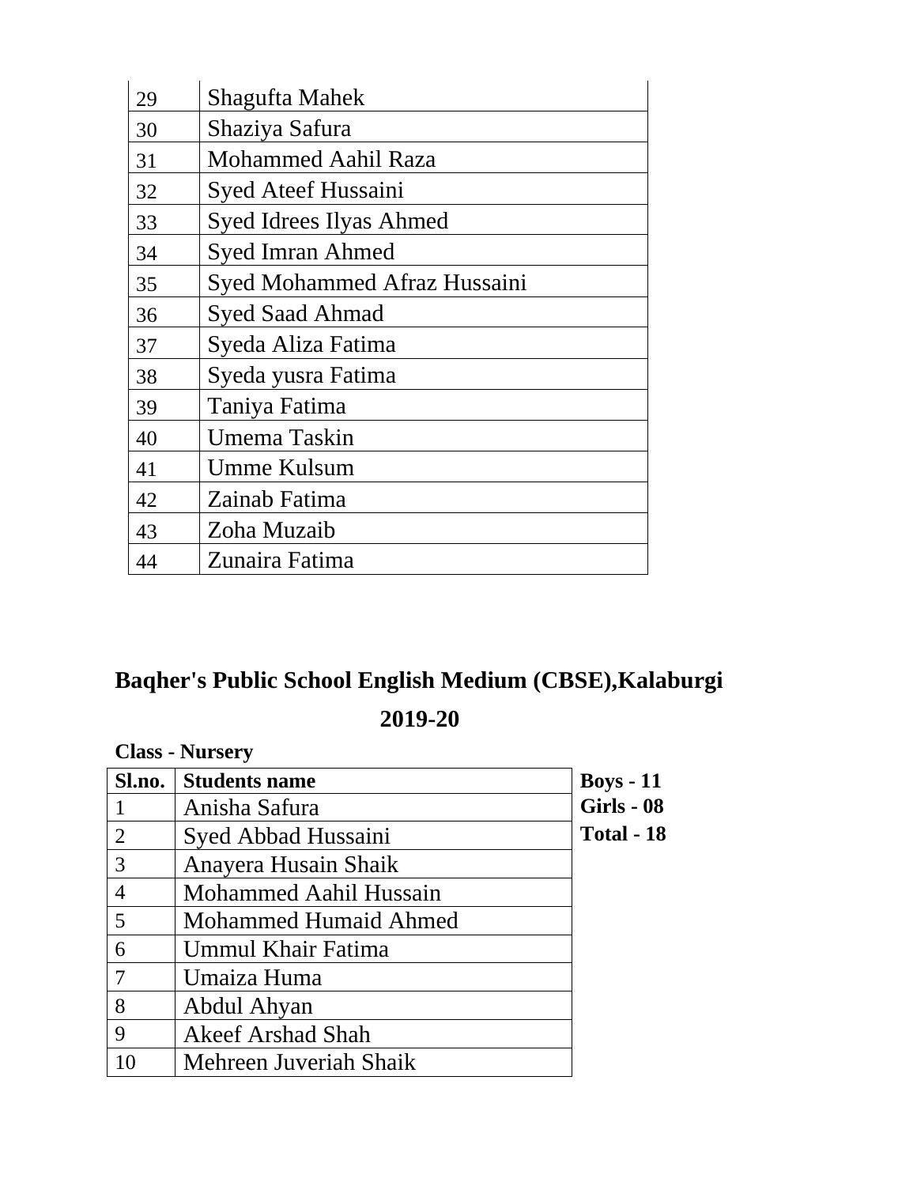| | |
|---|---|
| 29 | Shagufta Mahek |
| 30 | Shaziya Safura |
| 31 | Mohammed Aahil Raza |
| 32 | Syed Ateef Hussaini |
| 33 | Syed Idrees Ilyas Ahmed |
| 34 | Syed Imran Ahmed |
| 35 | Syed Mohammed Afraz Hussaini |
| 36 | Syed Saad Ahmad |
| 37 | Syeda Aliza Fatima |
| 38 | Syeda yusra Fatima |
| 39 | Taniya Fatima |
| 40 | Umema Taskin |
| 41 | Umme Kulsum |
| 42 | Zainab Fatima |
| 43 | Zoha Muzaib |
| 44 | Zunaira Fatima |

## Baqher's Public School English Medium (CBSE),Kalaburgi

## 2019-20

**Class - Nursery**

| Sl.no. | Students name |
|---|---|
| 1 | Anisha Safura |
| 2 | Syed Abbad Hussaini |
| 3 | Anayera Husain Shaik |
| 4 | Mohammed Aahil Hussain |
| 5 | Mohammed Humaid Ahmed |
| 6 | Ummul Khair Fatima |
| 7 | Umaiza Huma |
| 8 | Abdul Ahyan |
| 9 | Akeef Arshad Shah |
| 10 | Mehreen Juveriah Shaik |

**Boys - 11**
**Girls - 08**
**Total - 18**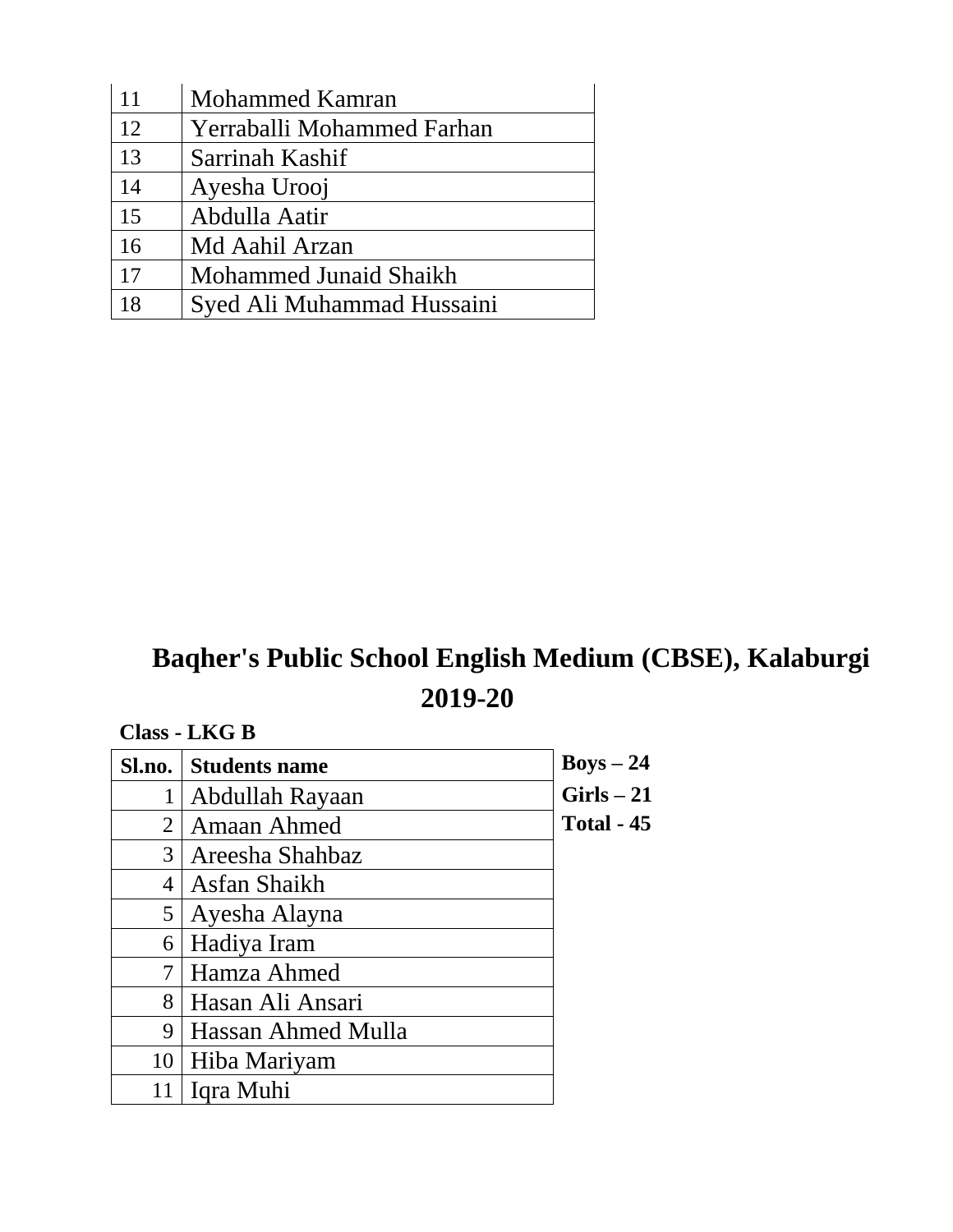| | |
|---|---|
| 11 | Mohammed Kamran |
| 12 | Yerraballi Mohammed Farhan |
| 13 | Sarrinah Kashif |
| 14 | Ayesha Urooj |
| 15 | Abdulla Aatir |
| 16 | Md Aahil Arzan |
| 17 | Mohammed Junaid Shaikh |
| 18 | Syed Ali Muhammad Hussaini |

# Baqher's Public School English Medium (CBSE), Kalaburgi 2019-20

**Class - LKG B**

**Boys – 24**
**Girls – 21**
**Total - 45**

| Sl.no. | Students name |
|---|---|
| 1 | Abdullah Rayaan |
| 2 | Amaan Ahmed |
| 3 | Areesha Shahbaz |
| 4 | Asfan Shaikh |
| 5 | Ayesha Alayna |
| 6 | Hadiya Iram |
| 7 | Hamza Ahmed |
| 8 | Hasan Ali Ansari |
| 9 | Hassan Ahmed Mulla |
| 10 | Hiba Mariyam |
| 11 | Iqra Muhi |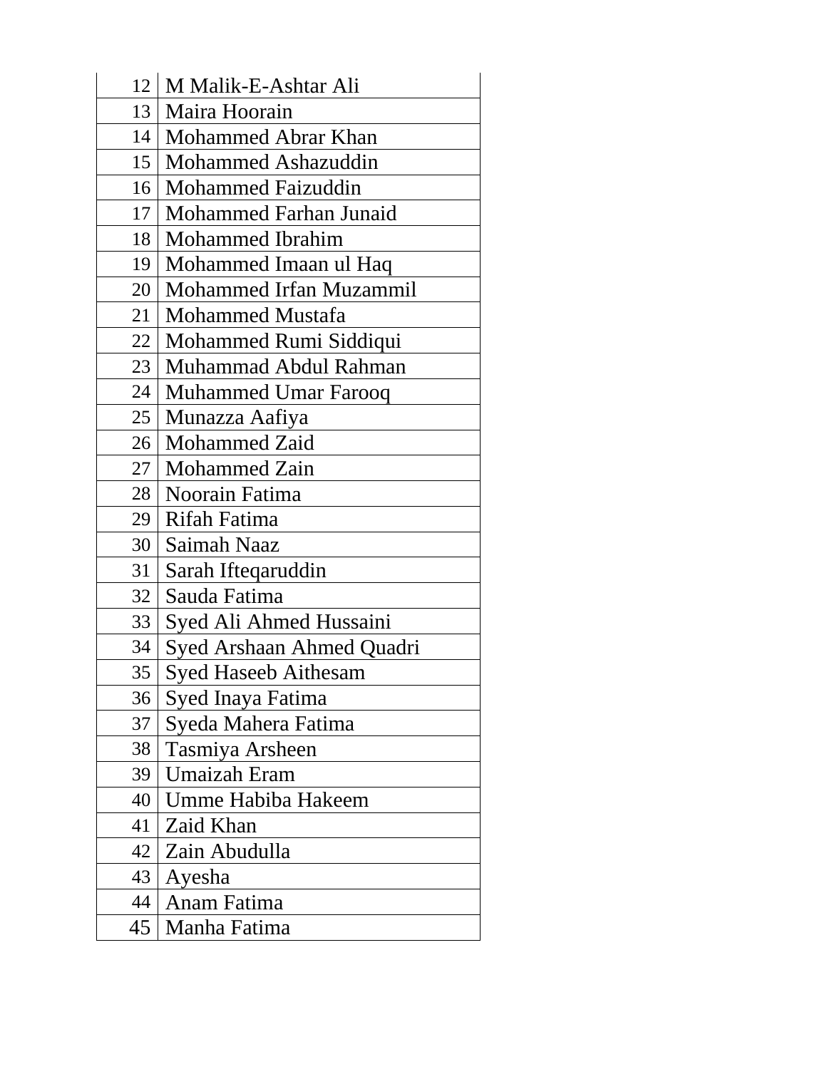| | |
|---|---|
| 12 | M Malik-E-Ashtar Ali |
| 13 | Maira Hoorain |
| 14 | Mohammed Abrar Khan |
| 15 | Mohammed Ashazuddin |
| 16 | Mohammed Faizuddin |
| 17 | Mohammed Farhan Junaid |
| 18 | Mohammed Ibrahim |
| 19 | Mohammed Imaan ul Haq |
| 20 | Mohammed Irfan Muzammil |
| 21 | Mohammed Mustafa |
| 22 | Mohammed Rumi Siddiqui |
| 23 | Muhammad Abdul Rahman |
| 24 | Muhammed Umar Farooq |
| 25 | Munazza Aafiya |
| 26 | Mohammed Zaid |
| 27 | Mohammed Zain |
| 28 | Noorain Fatima |
| 29 | Rifah Fatima |
| 30 | Saimah Naaz |
| 31 | Sarah Ifteqaruddin |
| 32 | Sauda Fatima |
| 33 | Syed Ali Ahmed Hussaini |
| 34 | Syed Arshaan Ahmed Quadri |
| 35 | Syed Haseeb Aithesam |
| 36 | Syed Inaya Fatima |
| 37 | Syeda Mahera Fatima |
| 38 | Tasmiya Arsheen |
| 39 | Umaizah Eram |
| 40 | Umme Habiba Hakeem |
| 41 | Zaid Khan |
| 42 | Zain Abudulla |
| 43 | Ayesha |
| 44 | Anam Fatima |
| 45 | Manha Fatima |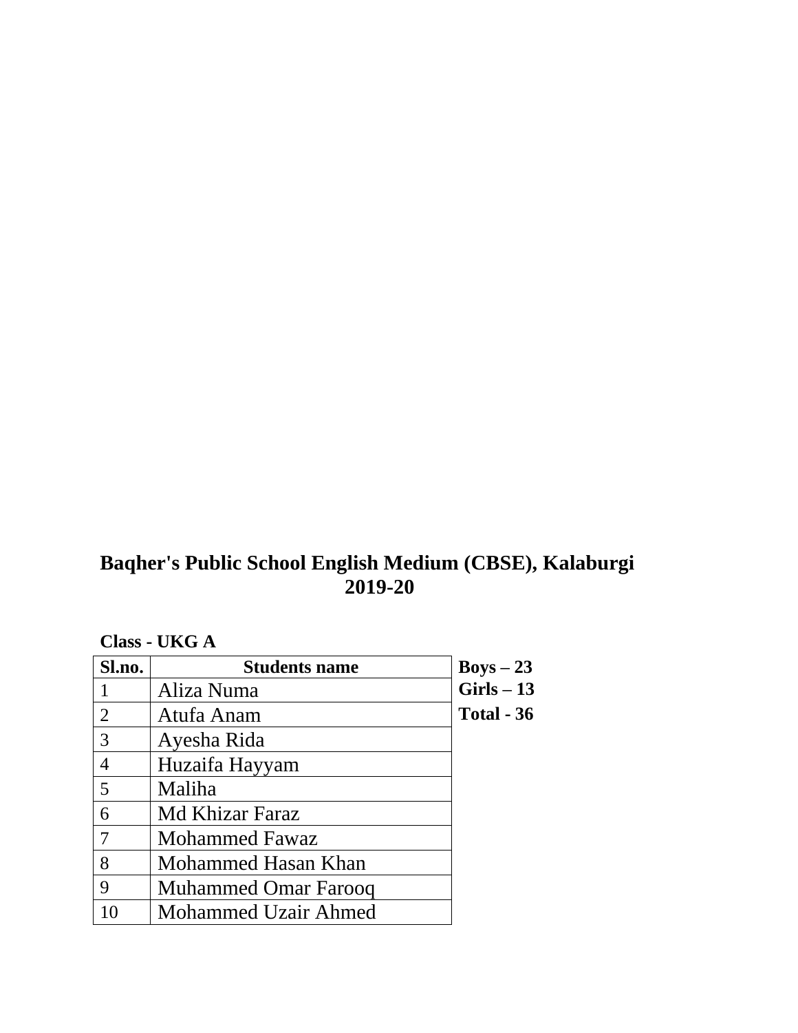**Baqher's Public School English Medium (CBSE), Kalaburgi**
**2019-20**

**Class - UKG A**

| Sl.no. | Students name |
|---|---|
| 1 | Aliza Numa |
| 2 | Atufa Anam |
| 3 | Ayesha Rida |
| 4 | Huzaifa Hayyam |
| 5 | Maliha |
| 6 | Md Khizar Faraz |
| 7 | Mohammed Fawaz |
| 8 | Mohammed Hasan Khan |
| 9 | Muhammed Omar Farooq |
| 10 | Mohammed Uzair Ahmed |

**Boys – 23**
**Girls – 13**
**Total - 36**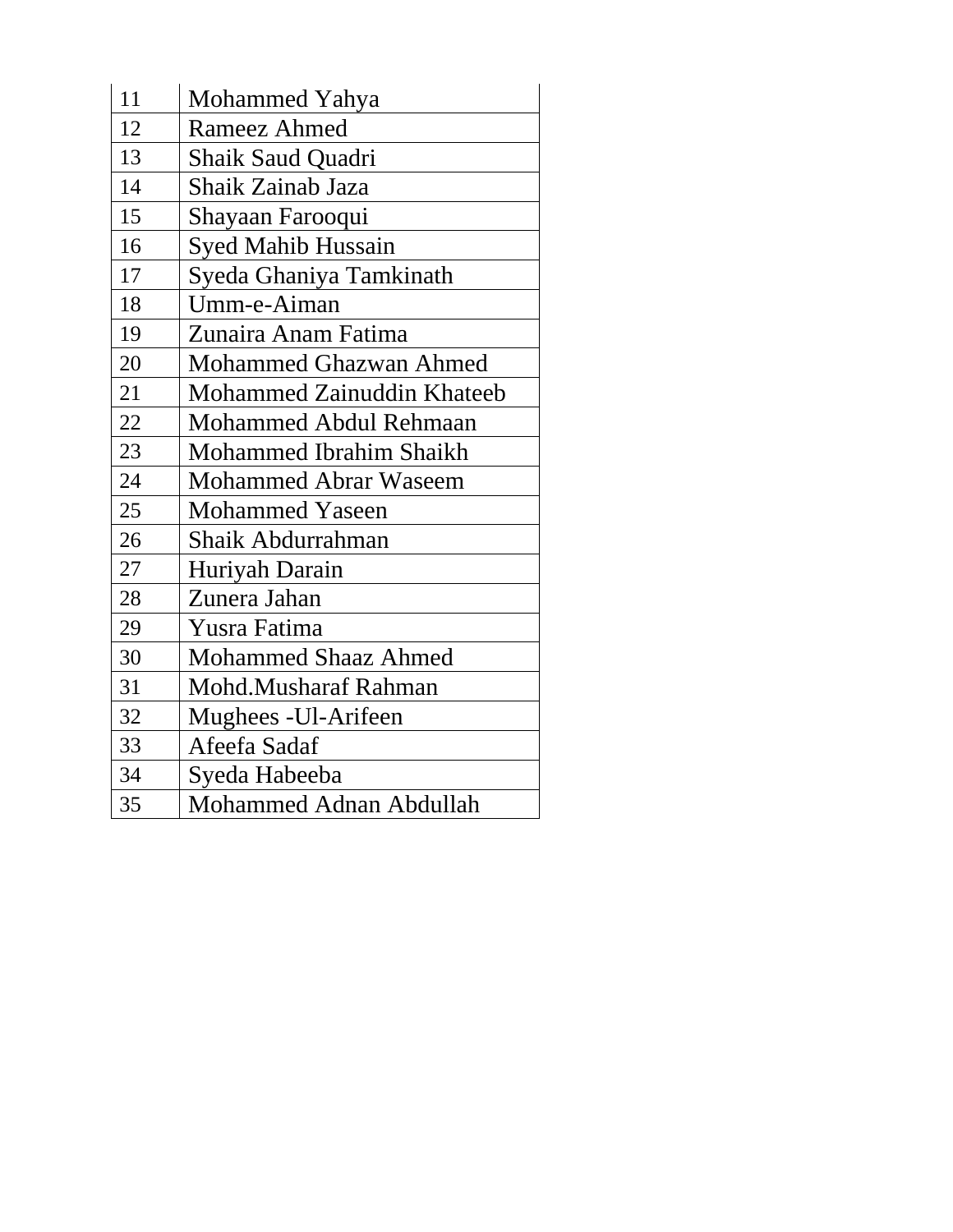| | |
|---|---|
| 11 | Mohammed Yahya |
| 12 | Rameez Ahmed |
| 13 | Shaik Saud Quadri |
| 14 | Shaik Zainab Jaza |
| 15 | Shayaan Farooqui |
| 16 | Syed Mahib Hussain |
| 17 | Syeda Ghaniya Tamkinath |
| 18 | Umm-e-Aiman |
| 19 | Zunaira Anam Fatima |
| 20 | Mohammed Ghazwan Ahmed |
| 21 | Mohammed Zainuddin Khateeb |
| 22 | Mohammed Abdul Rehmaan |
| 23 | Mohammed Ibrahim Shaikh |
| 24 | Mohammed Abrar Waseem |
| 25 | Mohammed Yaseen |
| 26 | Shaik Abdurrahman |
| 27 | Huriyah Darain |
| 28 | Zunera Jahan |
| 29 | Yusra Fatima |
| 30 | Mohammed Shaaz Ahmed |
| 31 | Mohd.Musharaf Rahman |
| 32 | Mughees -Ul-Arifeen |
| 33 | Afeefa Sadaf |
| 34 | Syeda Habeeba |
| 35 | Mohammed Adnan Abdullah |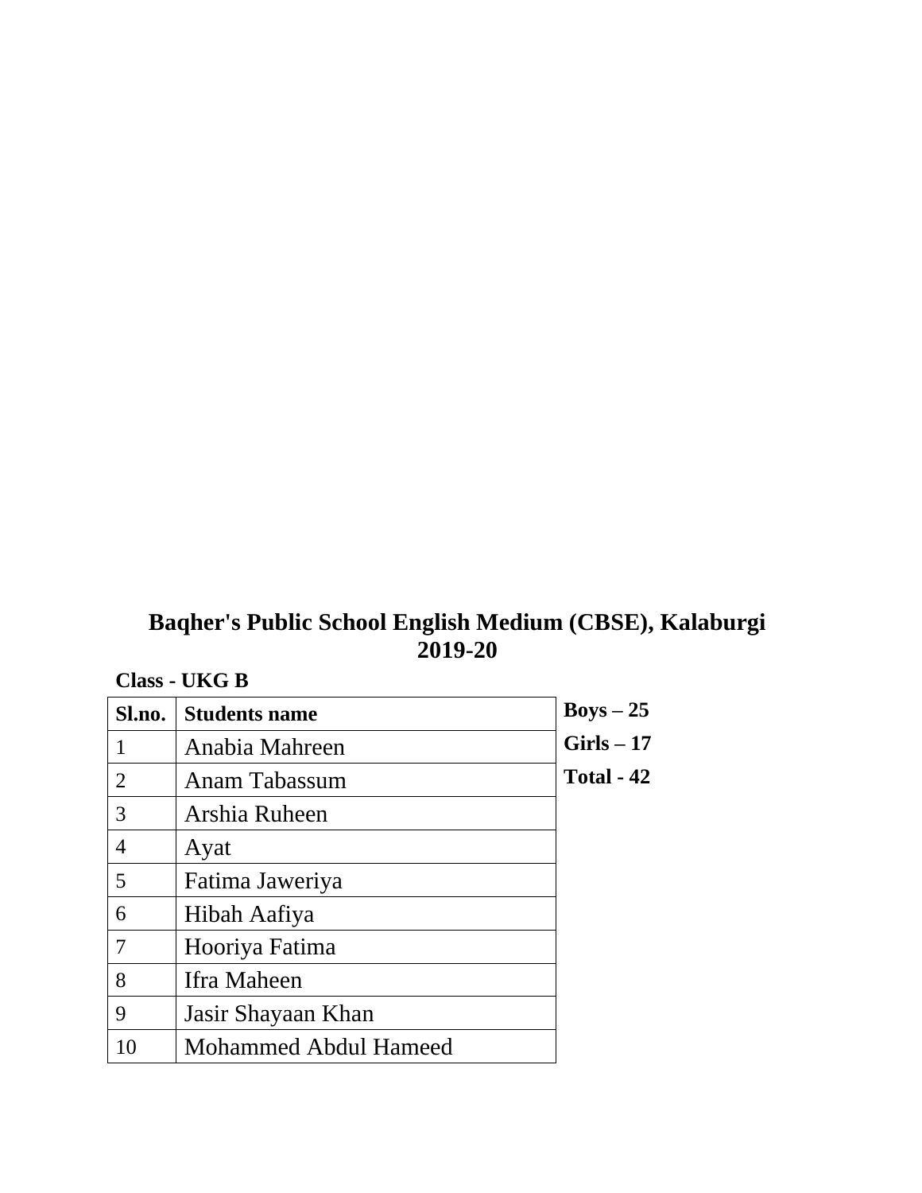# Baqher's Public School English Medium (CBSE), Kalaburgi
# 2019-20

**Class - UKG B**

| Sl.no. | Students name |
|---|---|
| 1 | Anabia Mahreen |
| 2 | Anam Tabassum |
| 3 | Arshia Ruheen |
| 4 | Ayat |
| 5 | Fatima Jaweriya |
| 6 | Hibah Aafiya |
| 7 | Hooriya Fatima |
| 8 | Ifra Maheen |
| 9 | Jasir Shayaan Khan |
| 10 | Mohammed Abdul Hameed |

**Boys – 25**

**Girls – 17**

**Total - 42**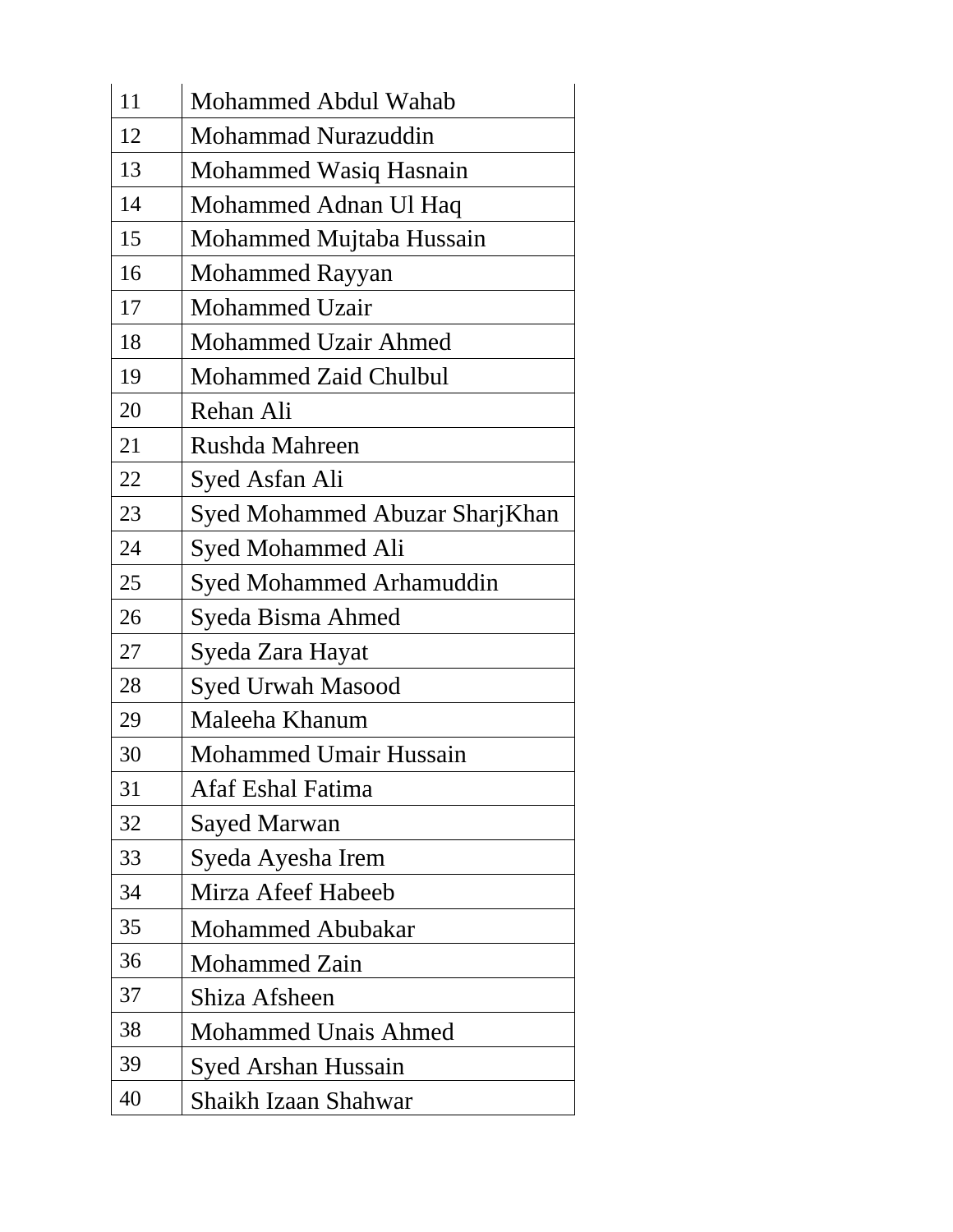| | |
|---|---|
| 11 | Mohammed Abdul Wahab |
| 12 | Mohammad Nurazuddin |
| 13 | Mohammed Wasiq Hasnain |
| 14 | Mohammed Adnan Ul Haq |
| 15 | Mohammed Mujtaba Hussain |
| 16 | Mohammed Rayyan |
| 17 | Mohammed Uzair |
| 18 | Mohammed Uzair Ahmed |
| 19 | Mohammed Zaid Chulbul |
| 20 | Rehan Ali |
| 21 | Rushda Mahreen |
| 22 | Syed Asfan Ali |
| 23 | Syed Mohammed Abuzar SharjKhan |
| 24 | Syed Mohammed Ali |
| 25 | Syed Mohammed Arhamuddin |
| 26 | Syeda Bisma Ahmed |
| 27 | Syeda Zara Hayat |
| 28 | Syed Urwah Masood |
| 29 | Maleeha Khanum |
| 30 | Mohammed Umair Hussain |
| 31 | Afaf Eshal Fatima |
| 32 | Sayed Marwan |
| 33 | Syeda Ayesha Irem |
| 34 | Mirza Afeef Habeeb |
| 35 | Mohammed Abubakar |
| 36 | Mohammed Zain |
| 37 | Shiza Afsheen |
| 38 | Mohammed Unais Ahmed |
| 39 | Syed Arshan Hussain |
| 40 | Shaikh Izaan Shahwar |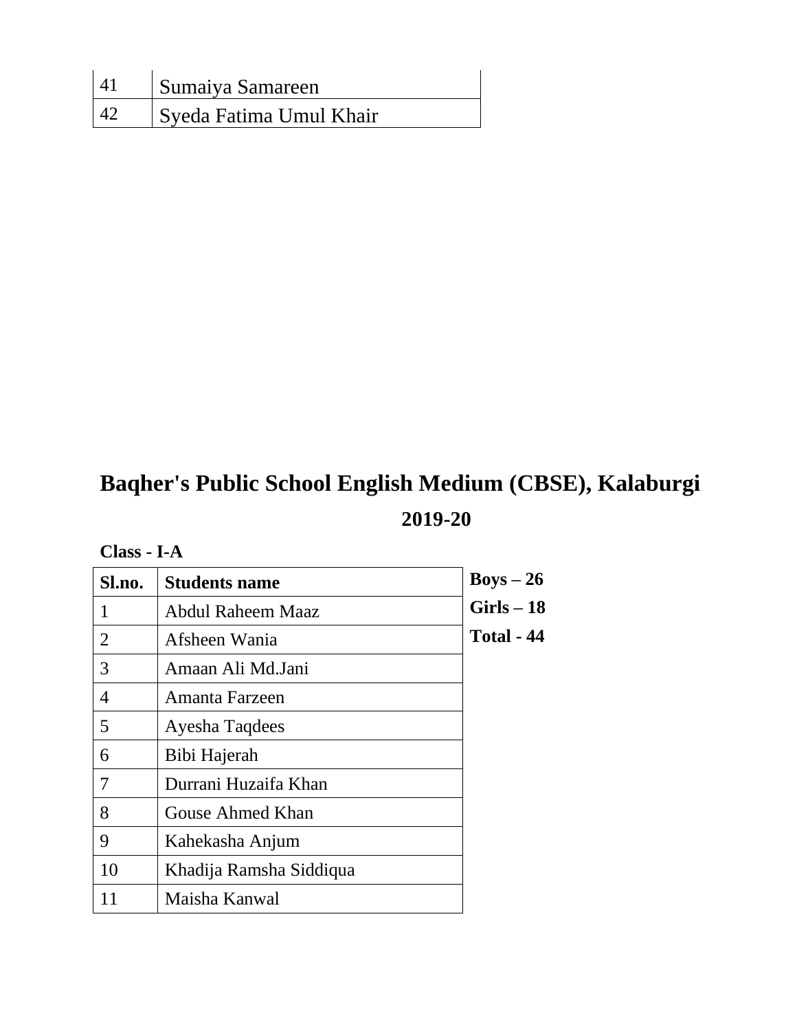| | |
|---|---|
| 41 | Sumaiya Samareen |
| 42 | Syeda Fatima Umul Khair |

# Baqher's Public School English Medium (CBSE), Kalaburgi

## 2019-20

**Class - I-A**

| Sl.no. | Students name |
|---|---|
| 1 | Abdul Raheem Maaz |
| 2 | Afsheen Wania |
| 3 | Amaan Ali Md.Jani |
| 4 | Amanta Farzeen |
| 5 | Ayesha Taqdees |
| 6 | Bibi Hajerah |
| 7 | Durrani Huzaifa Khan |
| 8 | Gouse Ahmed Khan |
| 9 | Kahekasha Anjum |
| 10 | Khadija Ramsha Siddiqua |
| 11 | Maisha Kanwal |

**Boys – 26**

**Girls – 18**

**Total - 44**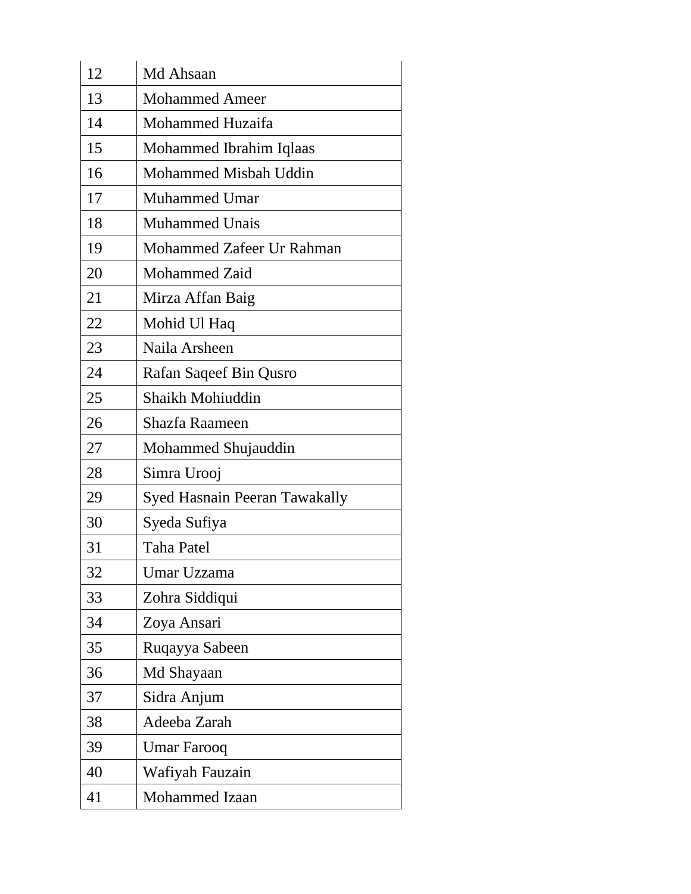| | |
|---|---|
| 12 | Md Ahsaan |
| 13 | Mohammed Ameer |
| 14 | Mohammed Huzaifa |
| 15 | Mohammed Ibrahim Iqlaas |
| 16 | Mohammed Misbah Uddin |
| 17 | Muhammed Umar |
| 18 | Muhammed Unais |
| 19 | Mohammed Zafeer Ur Rahman |
| 20 | Mohammed Zaid |
| 21 | Mirza Affan Baig |
| 22 | Mohid Ul Haq |
| 23 | Naila Arsheen |
| 24 | Rafan Saqeef Bin Qusro |
| 25 | Shaikh Mohiuddin |
| 26 | Shazfa Raameen |
| 27 | Mohammed Shujauddin |
| 28 | Simra Urooj |
| 29 | Syed Hasnain Peeran Tawakally |
| 30 | Syeda Sufiya |
| 31 | Taha Patel |
| 32 | Umar Uzzama |
| 33 | Zohra Siddiqui |
| 34 | Zoya Ansari |
| 35 | Ruqayya Sabeen |
| 36 | Md Shayaan |
| 37 | Sidra Anjum |
| 38 | Adeeba Zarah |
| 39 | Umar Farooq |
| 40 | Wafiyah Fauzain |
| 41 | Mohammed Izaan |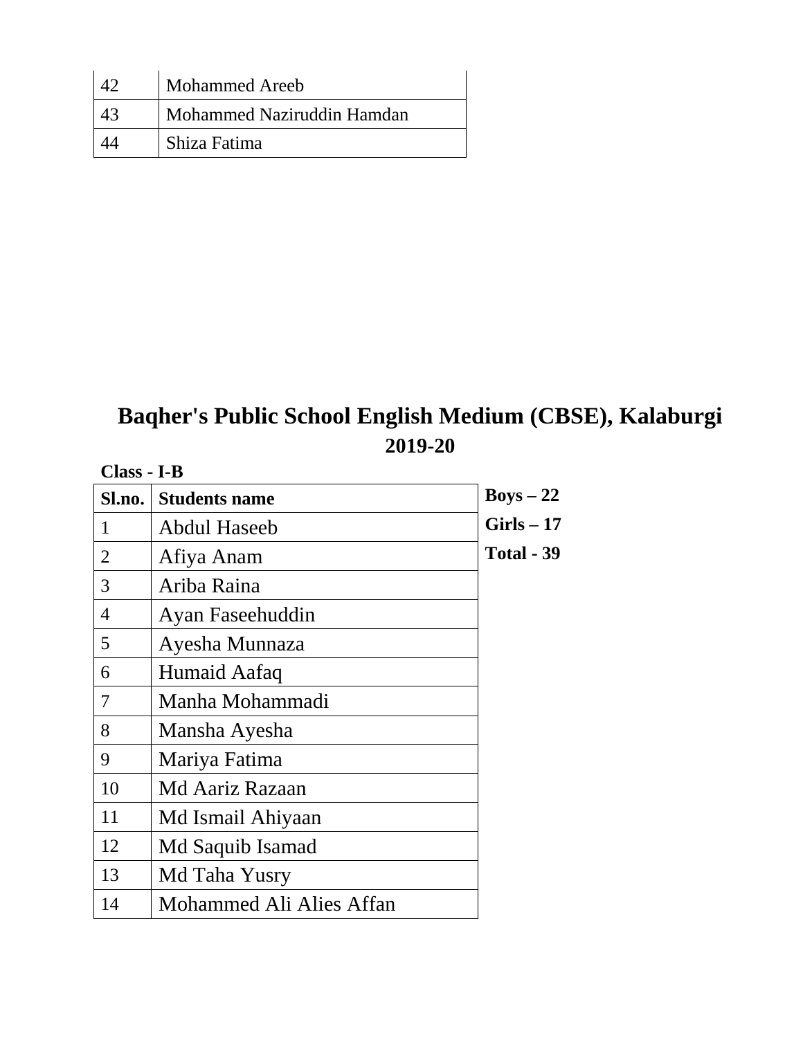| | |
|---|---|
| 42 | Mohammed Areeb |
| 43 | Mohammed Naziruddin Hamdan |
| 44 | Shiza Fatima |

# Baqher's Public School English Medium (CBSE), Kalaburgi
## 2019-20

**Class - I-B**

| Sl.no. | Students name |
|---|---|
| 1 | Abdul Haseeb |
| 2 | Afiya Anam |
| 3 | Ariba Raina |
| 4 | Ayan Faseehuddin |
| 5 | Ayesha Munnaza |
| 6 | Humaid Aafaq |
| 7 | Manha Mohammadi |
| 8 | Mansha Ayesha |
| 9 | Mariya Fatima |
| 10 | Md Aariz Razaan |
| 11 | Md Ismail Ahiyaan |
| 12 | Md Saquib Isamad |
| 13 | Md Taha Yusry |
| 14 | Mohammed Ali Alies Affan |

**Boys – 22**

**Girls – 17**

**Total - 39**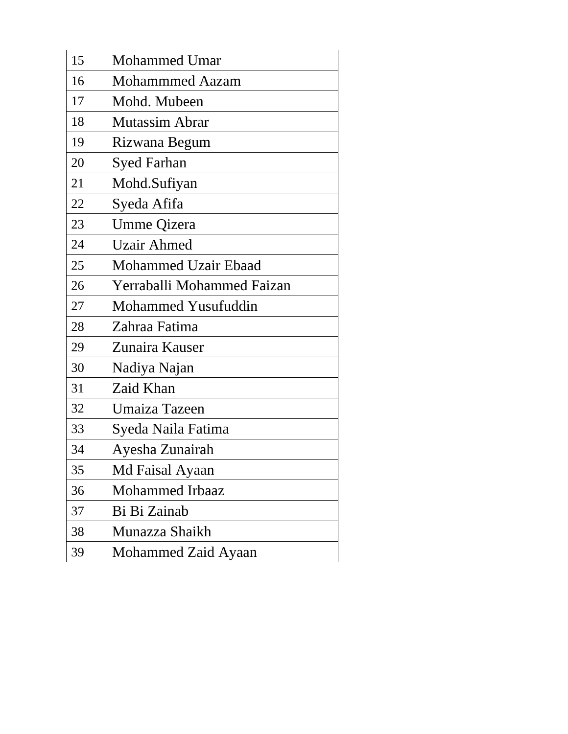| | |
|---|---|
| 15 | Mohammed Umar |
| 16 | Mohammmed Aazam |
| 17 | Mohd. Mubeen |
| 18 | Mutassim Abrar |
| 19 | Rizwana Begum |
| 20 | Syed Farhan |
| 21 | Mohd.Sufiyan |
| 22 | Syeda Afifa |
| 23 | Umme Qizera |
| 24 | Uzair Ahmed |
| 25 | Mohammed Uzair Ebaad |
| 26 | Yerraballi Mohammed Faizan |
| 27 | Mohammed Yusufuddin |
| 28 | Zahraa Fatima |
| 29 | Zunaira Kauser |
| 30 | Nadiya Najan |
| 31 | Zaid Khan |
| 32 | Umaiza Tazeen |
| 33 | Syeda Naila Fatima |
| 34 | Ayesha Zunairah |
| 35 | Md Faisal Ayaan |
| 36 | Mohammed Irbaaz |
| 37 | Bi Bi Zainab |
| 38 | Munazza Shaikh |
| 39 | Mohammed Zaid Ayaan |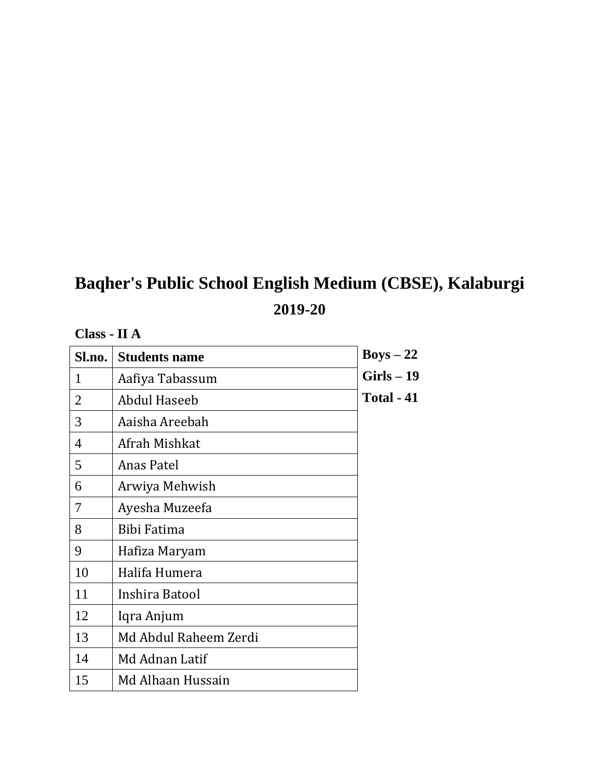# Baqher's Public School English Medium (CBSE), Kalaburgi

## 2019-20

**Class - II A**

| Sl.no. | Students name |
|---|---|
| 1 | Aafiya Tabassum |
| 2 | Abdul Haseeb |
| 3 | Aaisha Areebah |
| 4 | Afrah Mishkat |
| 5 | Anas Patel |
| 6 | Arwiya Mehwish |
| 7 | Ayesha Muzeefa |
| 8 | Bibi Fatima |
| 9 | Hafiza Maryam |
| 10 | Halifa Humera |
| 11 | Inshira Batool |
| 12 | Iqra Anjum |
| 13 | Md Abdul Raheem Zerdi |
| 14 | Md Adnan Latif |
| 15 | Md Alhaan Hussain |

**Boys – 22**

**Girls – 19**

**Total - 41**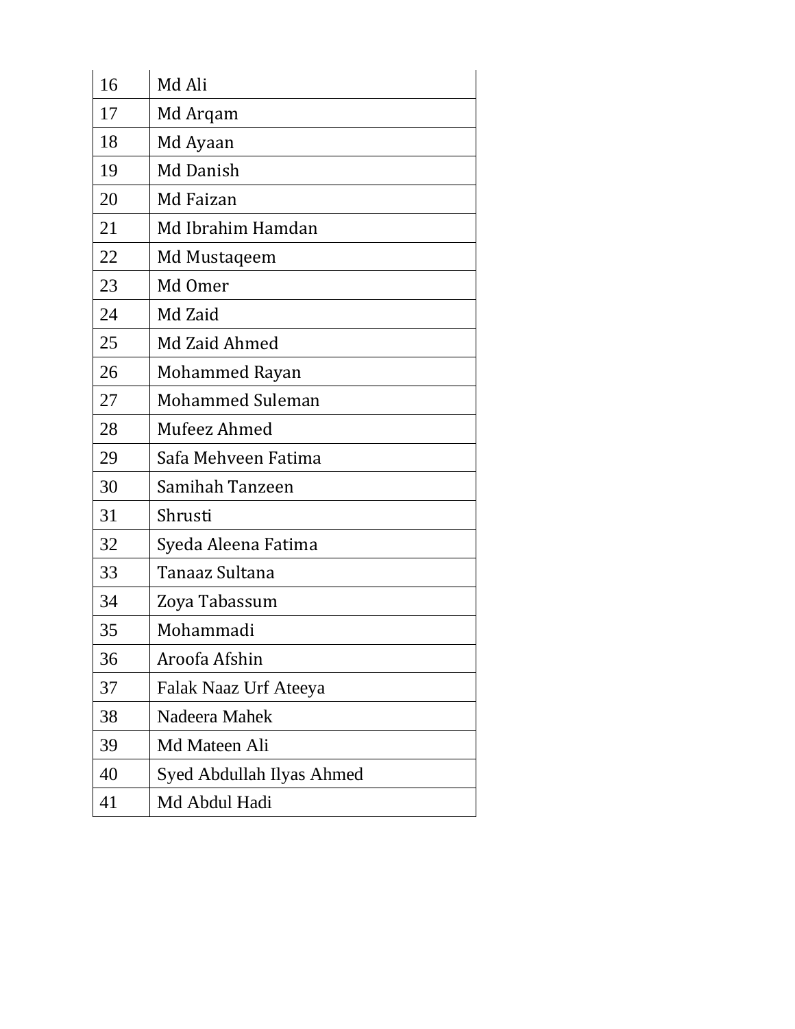| | |
|---|---|
| 16 | Md Ali |
| 17 | Md Arqam |
| 18 | Md Ayaan |
| 19 | Md Danish |
| 20 | Md Faizan |
| 21 | Md Ibrahim Hamdan |
| 22 | Md Mustaqeem |
| 23 | Md Omer |
| 24 | Md Zaid |
| 25 | Md Zaid Ahmed |
| 26 | Mohammed Rayan |
| 27 | Mohammed Suleman |
| 28 | Mufeez Ahmed |
| 29 | Safa Mehveen Fatima |
| 30 | Samihah Tanzeen |
| 31 | Shrusti |
| 32 | Syeda Aleena Fatima |
| 33 | Tanaaz Sultana |
| 34 | Zoya Tabassum |
| 35 | Mohammadi |
| 36 | Aroofa Afshin |
| 37 | Falak Naaz Urf Ateeya |
| 38 | Nadeera Mahek |
| 39 | Md Mateen Ali |
| 40 | Syed Abdullah Ilyas Ahmed |
| 41 | Md Abdul Hadi |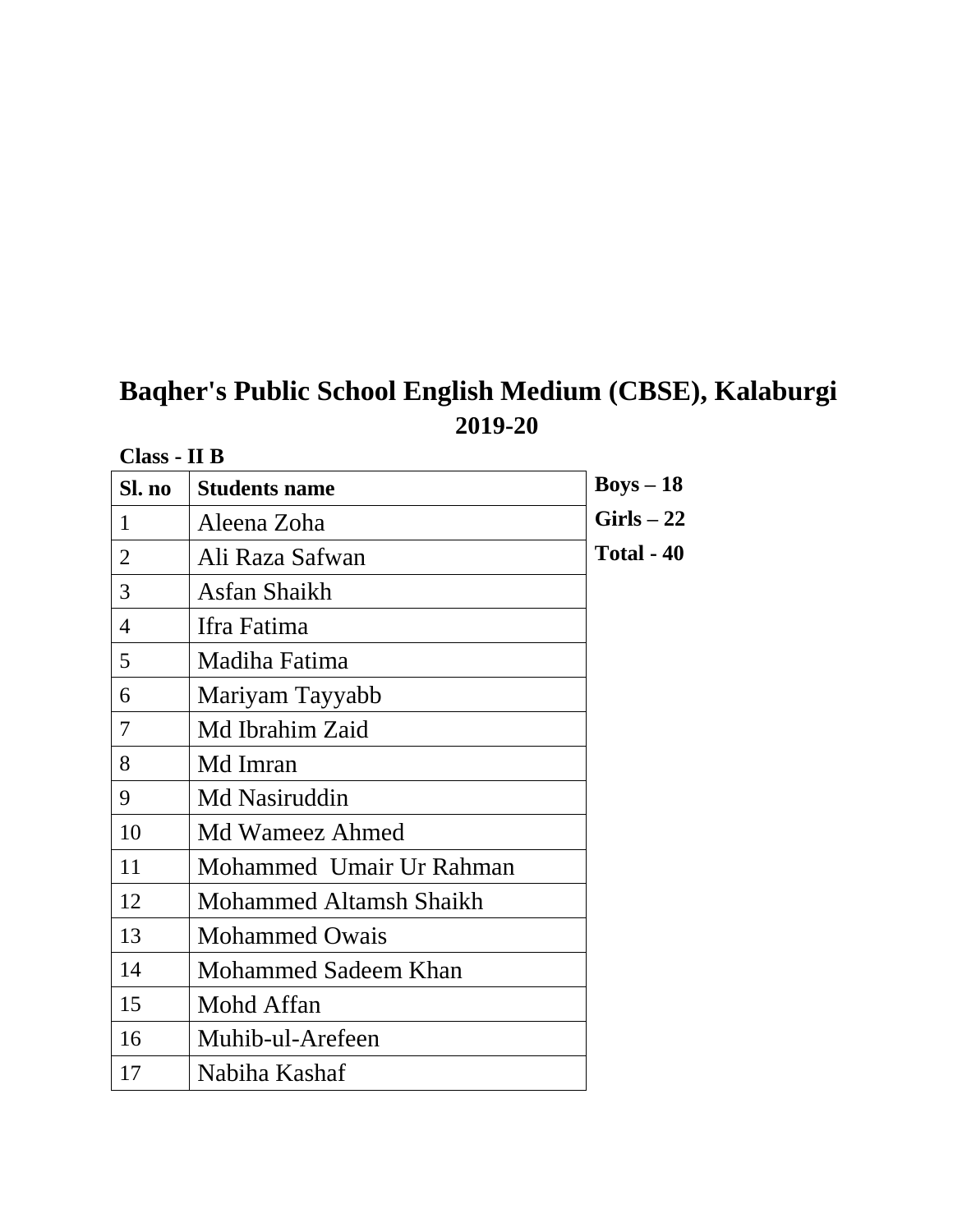# Baqher's Public School English Medium (CBSE), Kalaburgi

## 2019-20

**Class - II B**

| Sl. no | Students name |
|---|---|
| 1 | Aleena Zoha |
| 2 | Ali Raza Safwan |
| 3 | Asfan Shaikh |
| 4 | Ifra Fatima |
| 5 | Madiha Fatima |
| 6 | Mariyam Tayyabb |
| 7 | Md Ibrahim Zaid |
| 8 | Md Imran |
| 9 | Md Nasiruddin |
| 10 | Md Wameez Ahmed |
| 11 | Mohammed Umair Ur Rahman |
| 12 | Mohammed Altamsh Shaikh |
| 13 | Mohammed Owais |
| 14 | Mohammed Sadeem Khan |
| 15 | Mohd Affan |
| 16 | Muhib-ul-Arefeen |
| 17 | Nabiha Kashaf |

**Boys – 18**

**Girls – 22**

**Total - 40**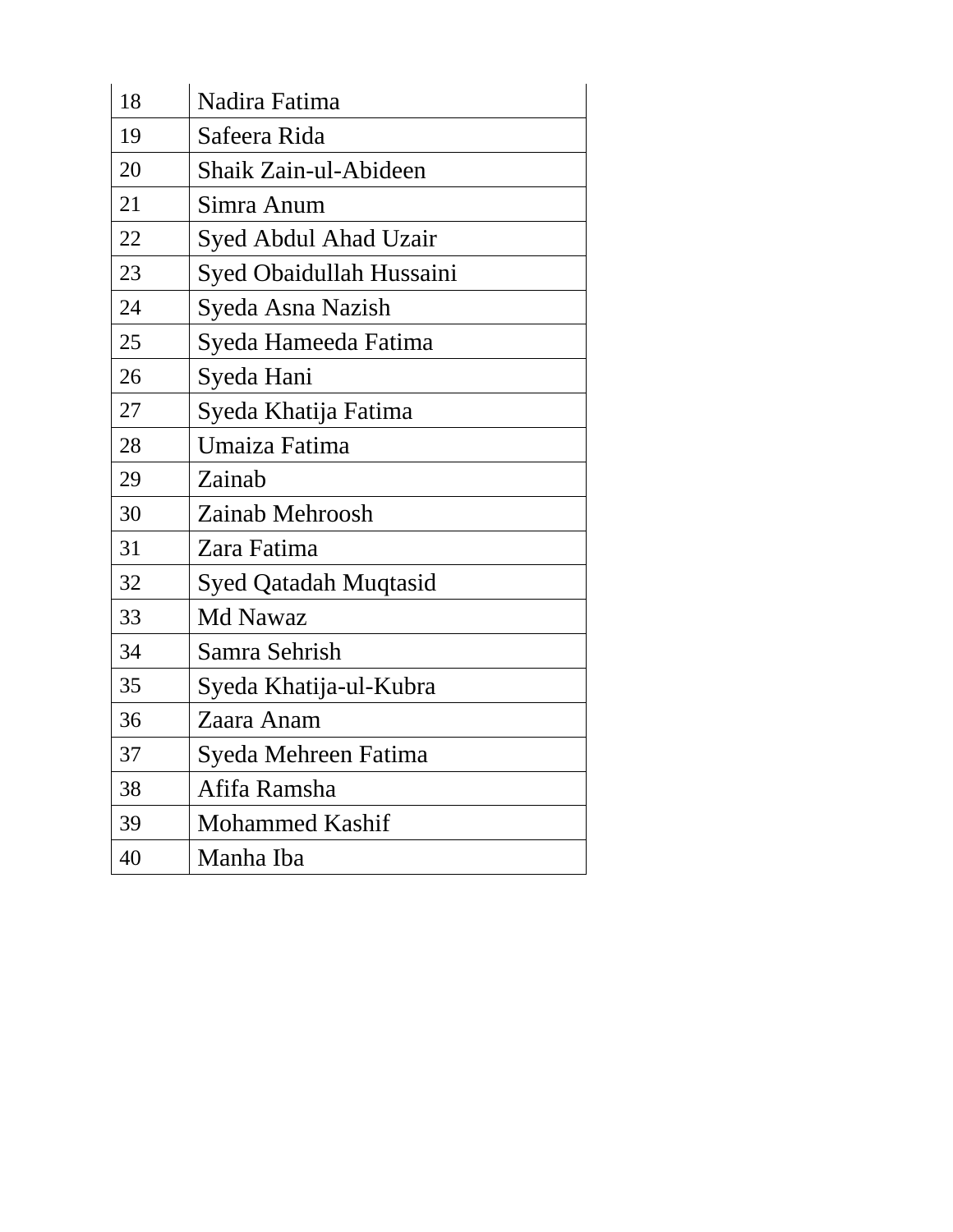| | |
|---|---|
| 18 | Nadira Fatima |
| 19 | Safeera Rida |
| 20 | Shaik Zain-ul-Abideen |
| 21 | Simra Anum |
| 22 | Syed Abdul Ahad Uzair |
| 23 | Syed Obaidullah Hussaini |
| 24 | Syeda Asna Nazish |
| 25 | Syeda Hameeda Fatima |
| 26 | Syeda Hani |
| 27 | Syeda Khatija Fatima |
| 28 | Umaiza Fatima |
| 29 | Zainab |
| 30 | Zainab Mehroosh |
| 31 | Zara Fatima |
| 32 | Syed Qatadah Muqtasid |
| 33 | Md Nawaz |
| 34 | Samra Sehrish |
| 35 | Syeda Khatija-ul-Kubra |
| 36 | Zaara Anam |
| 37 | Syeda Mehreen Fatima |
| 38 | Afifa Ramsha |
| 39 | Mohammed Kashif |
| 40 | Manha Iba |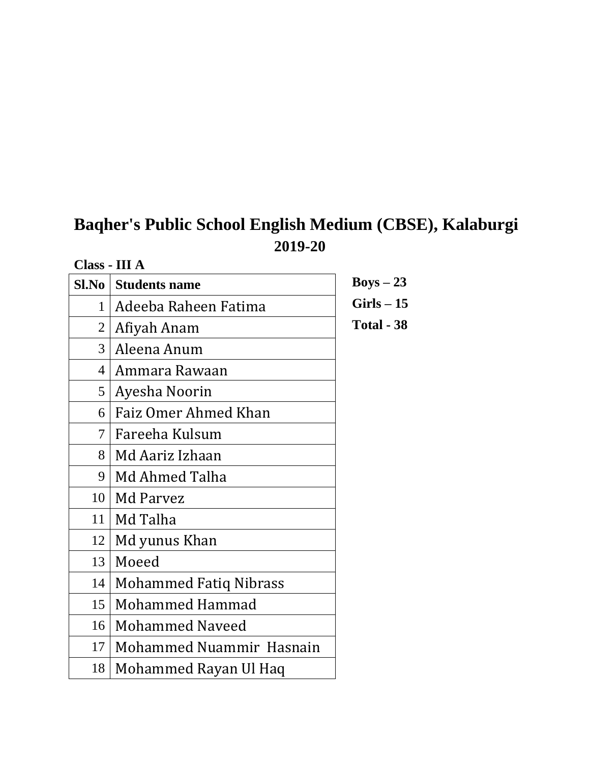# Baqher's Public School English Medium (CBSE), Kalaburgi

## 2019-20

**Class - III A**

| Sl.No | Students name |
|---|---|
| 1 | Adeeba Raheen Fatima |
| 2 | Afiyah Anam |
| 3 | Aleena Anum |
| 4 | Ammara Rawaan |
| 5 | Ayesha Noorin |
| 6 | Faiz Omer Ahmed Khan |
| 7 | Fareeha Kulsum |
| 8 | Md Aariz Izhaan |
| 9 | Md Ahmed Talha |
| 10 | Md Parvez |
| 11 | Md Talha |
| 12 | Md yunus Khan |
| 13 | Moeed |
| 14 | Mohammed Fatiq Nibrass |
| 15 | Mohammed Hammad |
| 16 | Mohammed Naveed |
| 17 | Mohammed Nuammir  Hasnain |
| 18 | Mohammed Rayan Ul Haq |

**Boys – 23**

**Girls – 15**

**Total - 38**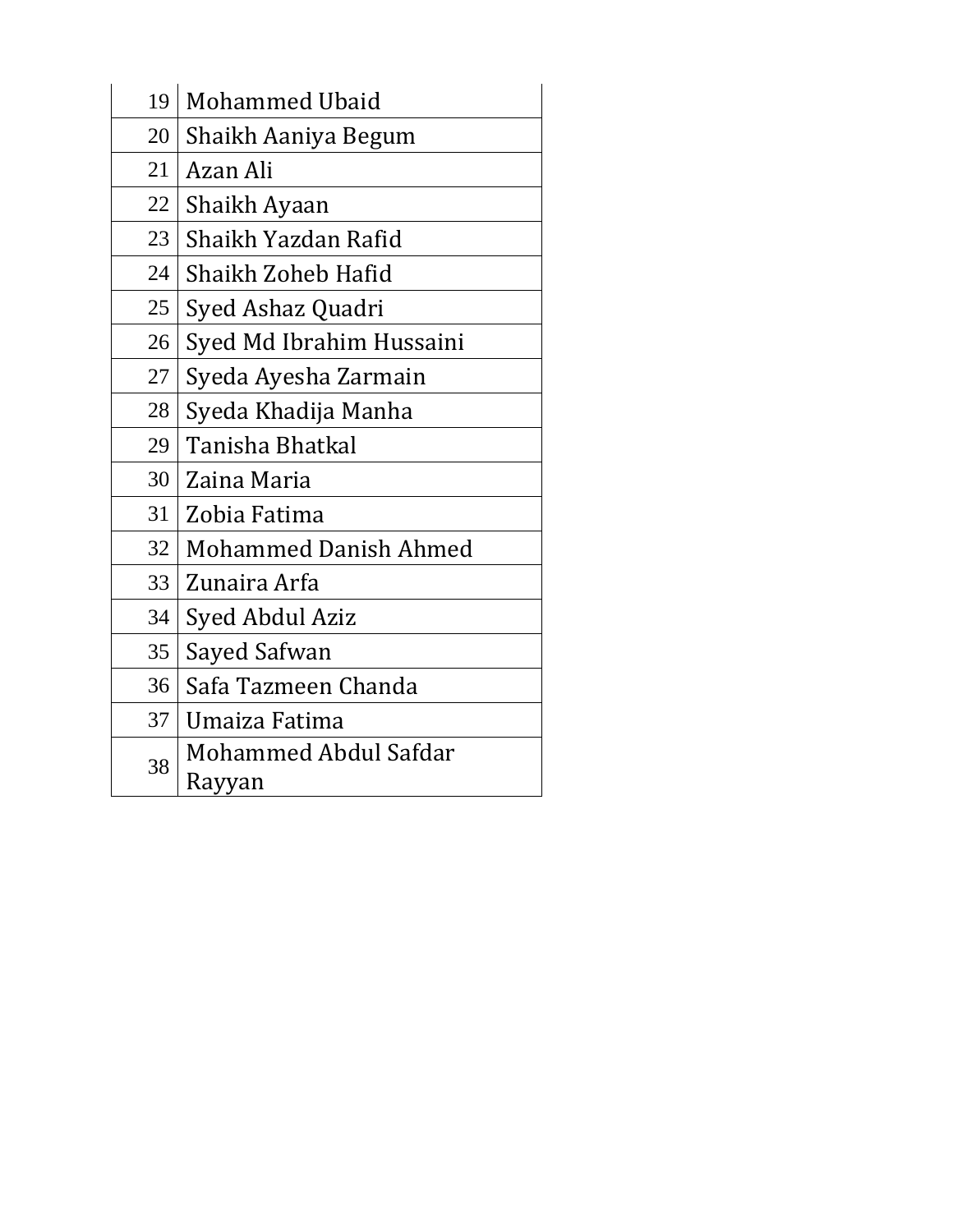| | |
|---|---|
| 19 | Mohammed Ubaid |
| 20 | Shaikh Aaniya Begum |
| 21 | Azan Ali |
| 22 | Shaikh Ayaan |
| 23 | Shaikh Yazdan Rafid |
| 24 | Shaikh Zoheb Hafid |
| 25 | Syed Ashaz Quadri |
| 26 | Syed Md Ibrahim Hussaini |
| 27 | Syeda Ayesha Zarmain |
| 28 | Syeda Khadija Manha |
| 29 | Tanisha Bhatkal |
| 30 | Zaina Maria |
| 31 | Zobia Fatima |
| 32 | Mohammed Danish Ahmed |
| 33 | Zunaira Arfa |
| 34 | Syed Abdul Aziz |
| 35 | Sayed Safwan |
| 36 | Safa Tazmeen Chanda |
| 37 | Umaiza Fatima |
| 38 | Mohammed Abdul Safdar Rayyan |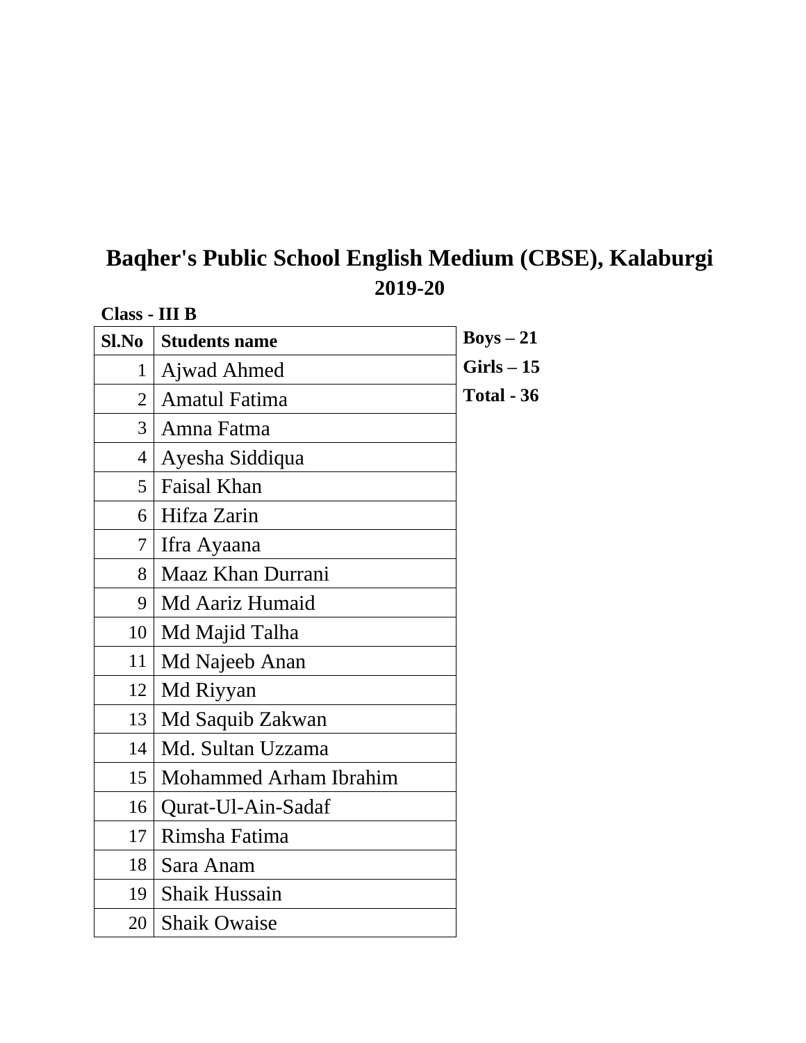# Baqher's Public School English Medium (CBSE), Kalaburgi

## 2019-20

**Class - III B**

| Sl.No | Students name |
|---|---|
| 1 | Ajwad Ahmed |
| 2 | Amatul Fatima |
| 3 | Amna Fatma |
| 4 | Ayesha Siddiqua |
| 5 | Faisal Khan |
| 6 | Hifza Zarin |
| 7 | Ifra Ayaana |
| 8 | Maaz Khan Durrani |
| 9 | Md Aariz Humaid |
| 10 | Md Majid Talha |
| 11 | Md Najeeb Anan |
| 12 | Md Riyyan |
| 13 | Md Saquib Zakwan |
| 14 | Md. Sultan Uzzama |
| 15 | Mohammed Arham Ibrahim |
| 16 | Qurat-Ul-Ain-Sadaf |
| 17 | Rimsha Fatima |
| 18 | Sara Anam |
| 19 | Shaik Hussain |
| 20 | Shaik Owaise |

**Boys – 21**

**Girls – 15**

**Total - 36**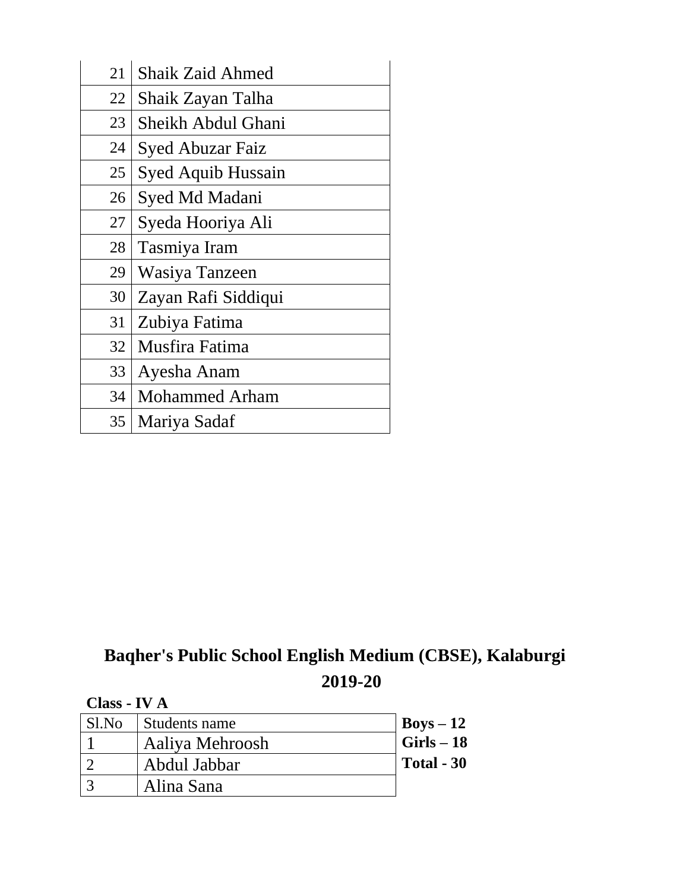| | |
|---|---|
| 21 | Shaik Zaid Ahmed |
| 22 | Shaik Zayan Talha |
| 23 | Sheikh Abdul Ghani |
| 24 | Syed Abuzar Faiz |
| 25 | Syed Aquib Hussain |
| 26 | Syed Md Madani |
| 27 | Syeda Hooriya Ali |
| 28 | Tasmiya Iram |
| 29 | Wasiya Tanzeen |
| 30 | Zayan Rafi Siddiqui |
| 31 | Zubiya Fatima |
| 32 | Musfira Fatima |
| 33 | Ayesha Anam |
| 34 | Mohammed Arham |
| 35 | Mariya Sadaf |

## Baqher's Public School English Medium (CBSE), Kalaburgi

## 2019-20

**Class - IV A**

| Sl.No | Students name |
|---|---|
| 1 | Aaliya Mehroosh |
| 2 | Abdul Jabbar |
| 3 | Alina Sana |

**Boys – 12**
**Girls – 18**
**Total - 30**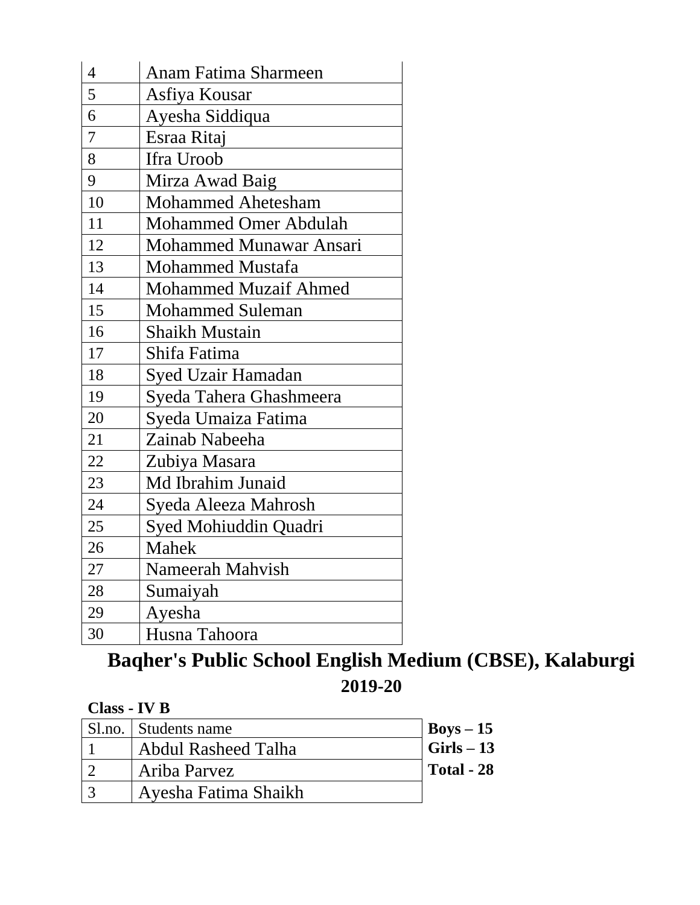| | |
|---|---|
| 4 | Anam Fatima Sharmeen |
| 5 | Asfiya Kousar |
| 6 | Ayesha Siddiqua |
| 7 | Esraa Ritaj |
| 8 | Ifra Uroob |
| 9 | Mirza Awad Baig |
| 10 | Mohammed Ahetesham |
| 11 | Mohammed Omer Abdulah |
| 12 | Mohammed Munawar Ansari |
| 13 | Mohammed Mustafa |
| 14 | Mohammed Muzaif Ahmed |
| 15 | Mohammed Suleman |
| 16 | Shaikh Mustain |
| 17 | Shifa Fatima |
| 18 | Syed Uzair Hamadan |
| 19 | Syeda Tahera Ghashmeera |
| 20 | Syeda Umaiza Fatima |
| 21 | Zainab Nabeeha |
| 22 | Zubiya Masara |
| 23 | Md Ibrahim Junaid |
| 24 | Syeda Aleeza Mahrosh |
| 25 | Syed Mohiuddin Quadri |
| 26 | Mahek |
| 27 | Nameerah Mahvish |
| 28 | Sumaiyah |
| 29 | Ayesha |
| 30 | Husna Tahoora |

## Baqher's Public School English Medium (CBSE), Kalaburgi

## 2019-20

**Class - IV B**

| Sl.no. | Students name |
|---|---|
| 1 | Abdul Rasheed Talha |
| 2 | Ariba Parvez |
| 3 | Ayesha Fatima Shaikh |

**Boys – 15**
**Girls – 13**
**Total - 28**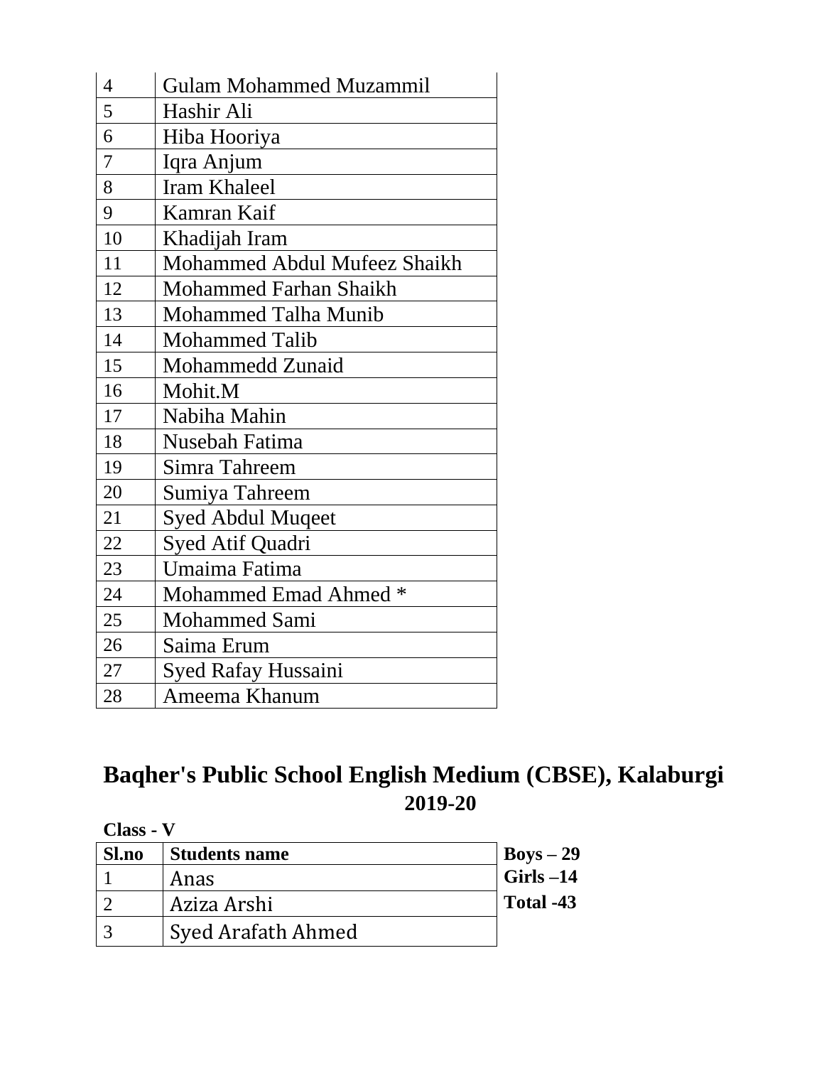| | |
|---|---|
| 4 | Gulam Mohammed Muzammil |
| 5 | Hashir Ali |
| 6 | Hiba Hooriya |
| 7 | Iqra Anjum |
| 8 | Iram Khaleel |
| 9 | Kamran Kaif |
| 10 | Khadijah Iram |
| 11 | Mohammed Abdul Mufeez Shaikh |
| 12 | Mohammed Farhan Shaikh |
| 13 | Mohammed Talha Munib |
| 14 | Mohammed Talib |
| 15 | Mohammedd Zunaid |
| 16 | Mohit.M |
| 17 | Nabiha Mahin |
| 18 | Nusebah Fatima |
| 19 | Simra Tahreem |
| 20 | Sumiya Tahreem |
| 21 | Syed Abdul Muqeet |
| 22 | Syed Atif Quadri |
| 23 | Umaima Fatima |
| 24 | Mohammed Emad Ahmed * |
| 25 | Mohammed Sami |
| 26 | Saima Erum |
| 27 | Syed Rafay Hussaini |
| 28 | Ameema Khanum |

## Baqher's Public School English Medium (CBSE), Kalaburgi

**2019-20**

**Class - V**

| Sl.no | Students name |
|---|---|
| 1 | Anas |
| 2 | Aziza Arshi |
| 3 | Syed Arafath Ahmed |

**Boys – 29**
**Girls –14**
**Total -43**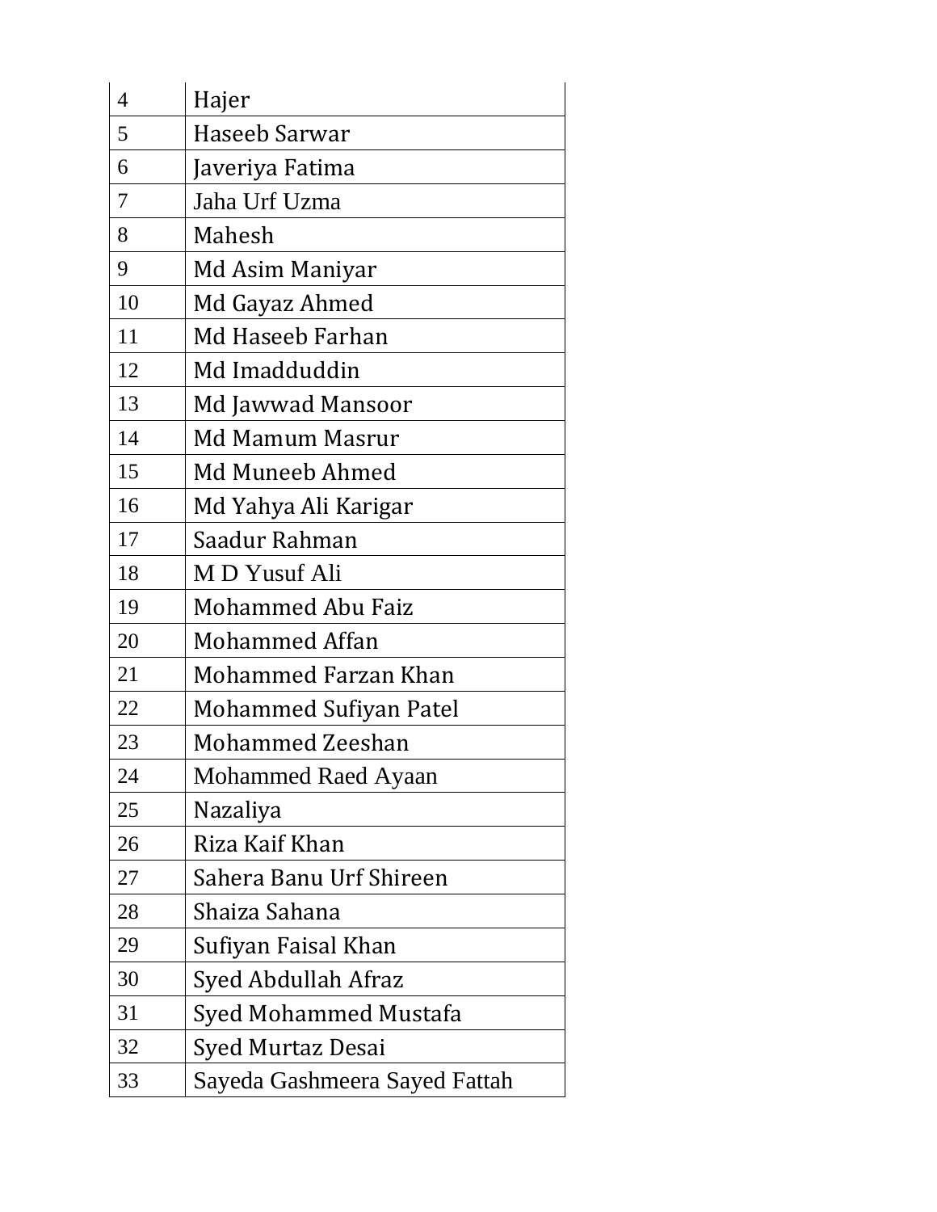| | |
|---|---|
| 4 | Hajer |
| 5 | Haseeb Sarwar |
| 6 | Javeriya Fatima |
| 7 | Jaha Urf Uzma |
| 8 | Mahesh |
| 9 | Md Asim Maniyar |
| 10 | Md Gayaz Ahmed |
| 11 | Md Haseeb Farhan |
| 12 | Md Imadduddin |
| 13 | Md Jawwad Mansoor |
| 14 | Md Mamum Masrur |
| 15 | Md Muneeb Ahmed |
| 16 | Md Yahya Ali Karigar |
| 17 | Saadur Rahman |
| 18 | M D Yusuf Ali |
| 19 | Mohammed Abu Faiz |
| 20 | Mohammed Affan |
| 21 | Mohammed Farzan Khan |
| 22 | Mohammed Sufiyan Patel |
| 23 | Mohammed Zeeshan |
| 24 | Mohammed Raed Ayaan |
| 25 | Nazaliya |
| 26 | Riza Kaif Khan |
| 27 | Sahera Banu Urf Shireen |
| 28 | Shaiza Sahana |
| 29 | Sufiyan Faisal Khan |
| 30 | Syed Abdullah Afraz |
| 31 | Syed Mohammed Mustafa |
| 32 | Syed Murtaz Desai |
| 33 | Sayeda Gashmeera Sayed Fattah |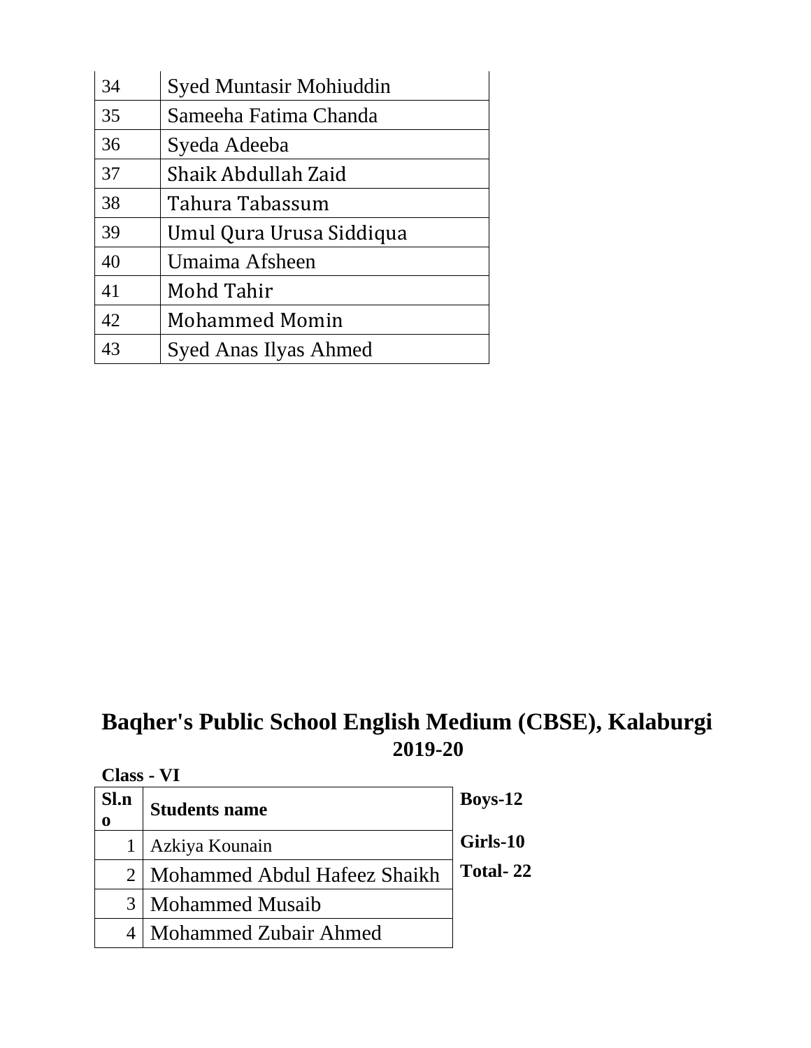| | |
|---|---|
| 34 | Syed Muntasir Mohiuddin |
| 35 | Sameeha Fatima Chanda |
| 36 | Syeda Adeeba |
| 37 | Shaik Abdullah Zaid |
| 38 | Tahura Tabassum |
| 39 | Umul Qura Urusa Siddiqua |
| 40 | Umaima Afsheen |
| 41 | Mohd Tahir |
| 42 | Mohammed Momin |
| 43 | Syed Anas Ilyas Ahmed |

## Baqher's Public School English Medium (CBSE), Kalaburgi
## 2019-20

**Class - VI**

| Sl.no | Students name |
|---|---|
| 1 | Azkiya Kounain |
| 2 | Mohammed Abdul Hafeez Shaikh |
| 3 | Mohammed Musaib |
| 4 | Mohammed Zubair Ahmed |

**Boys-12**

**Girls-10**

**Total- 22**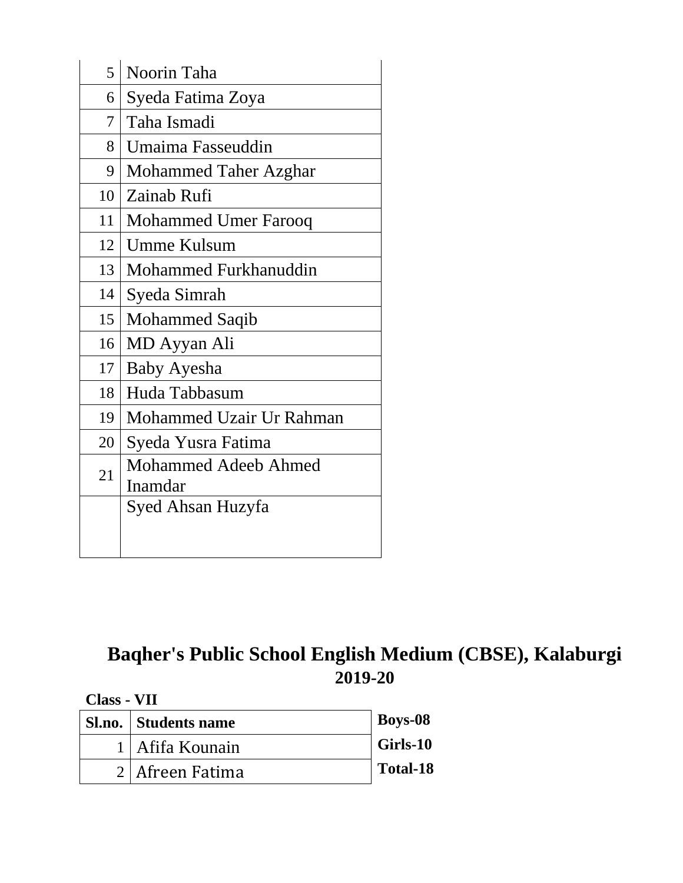| | |
|---|---|
| 5 | Noorin Taha |
| 6 | Syeda Fatima Zoya |
| 7 | Taha Ismadi |
| 8 | Umaima Fasseuddin |
| 9 | Mohammed Taher Azghar |
| 10 | Zainab Rufi |
| 11 | Mohammed Umer Farooq |
| 12 | Umme Kulsum |
| 13 | Mohammed Furkhanuddin |
| 14 | Syeda Simrah |
| 15 | Mohammed Saqib |
| 16 | MD Ayyan Ali |
| 17 | Baby Ayesha |
| 18 | Huda Tabbasum |
| 19 | Mohammed Uzair Ur Rahman |
| 20 | Syeda Yusra Fatima |
| 21 | Mohammed Adeeb Ahmed Inamdar |
| | Syed Ahsan Huzyfa |

## Baqher's Public School English Medium (CBSE), Kalaburgi
## 2019-20

**Class - VII**

| Sl.no. | Students name |
|---|---|
| 1 | Afifa Kounain |
| 2 | Afreen Fatima |

**Boys-08**
**Girls-10**
**Total-18**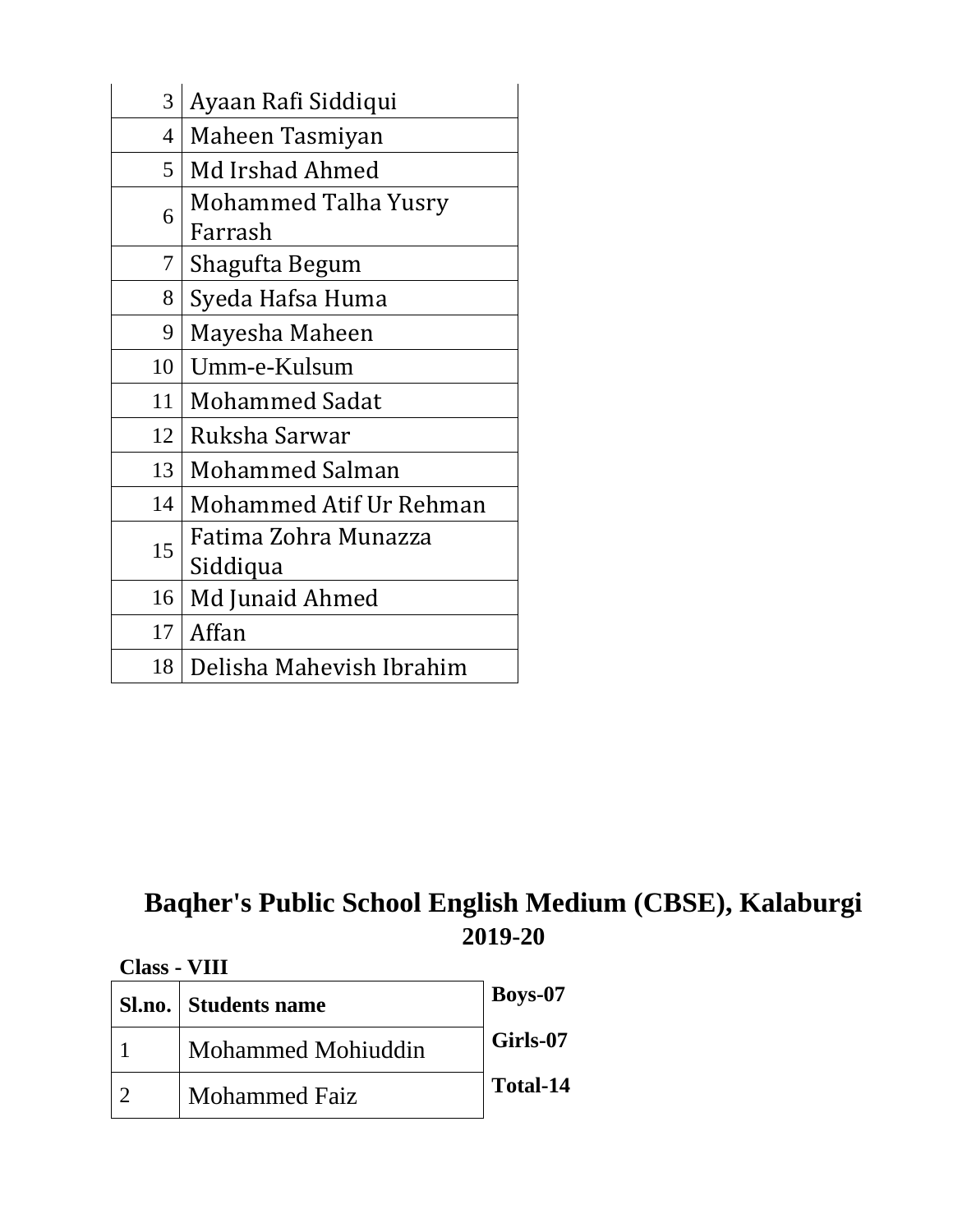| | |
|---|---|
| 3 | Ayaan Rafi Siddiqui |
| 4 | Maheen Tasmiyan |
| 5 | Md Irshad Ahmed |
| 6 | Mohammed Talha Yusry Farrash |
| 7 | Shagufta Begum |
| 8 | Syeda Hafsa Huma |
| 9 | Mayesha Maheen |
| 10 | Umm-e-Kulsum |
| 11 | Mohammed Sadat |
| 12 | Ruksha Sarwar |
| 13 | Mohammed Salman |
| 14 | Mohammed Atif Ur Rehman |
| 15 | Fatima Zohra Munazza Siddiqua |
| 16 | Md Junaid Ahmed |
| 17 | Affan |
| 18 | Delisha Mahevish Ibrahim |

## Baqher's Public School English Medium (CBSE), Kalaburgi

## 2019-20

**Class - VIII**

| Sl.no. | Students name |
|---|---|
| 1 | Mohammed Mohiuddin |
| 2 | Mohammed Faiz |

**Boys-07**

**Girls-07**

**Total-14**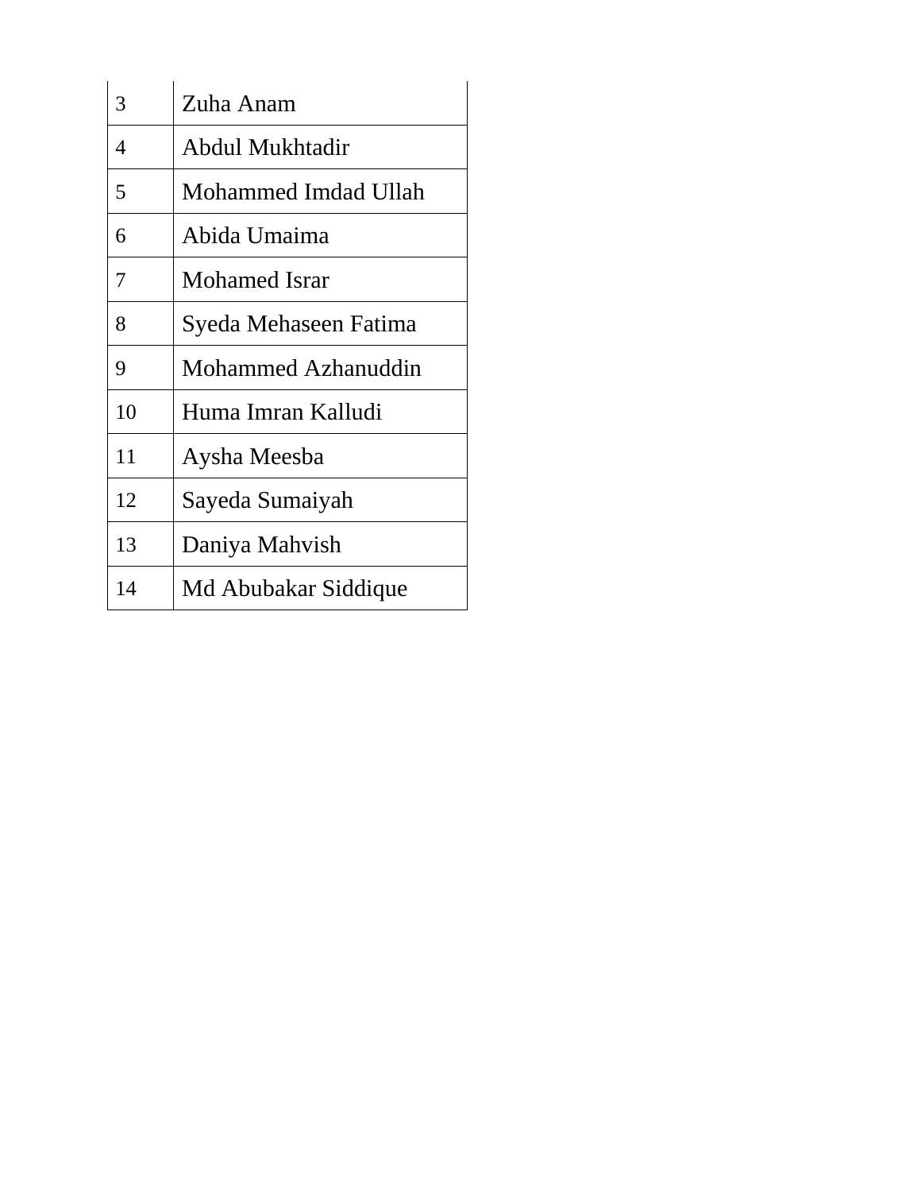| | |
|---|---|
| 3 | Zuha Anam |
| 4 | Abdul Mukhtadir |
| 5 | Mohammed Imdad Ullah |
| 6 | Abida Umaima |
| 7 | Mohamed Israr |
| 8 | Syeda Mehaseen Fatima |
| 9 | Mohammed Azhanuddin |
| 10 | Huma Imran Kalludi |
| 11 | Aysha Meesba |
| 12 | Sayeda Sumaiyah |
| 13 | Daniya Mahvish |
| 14 | Md Abubakar Siddique |